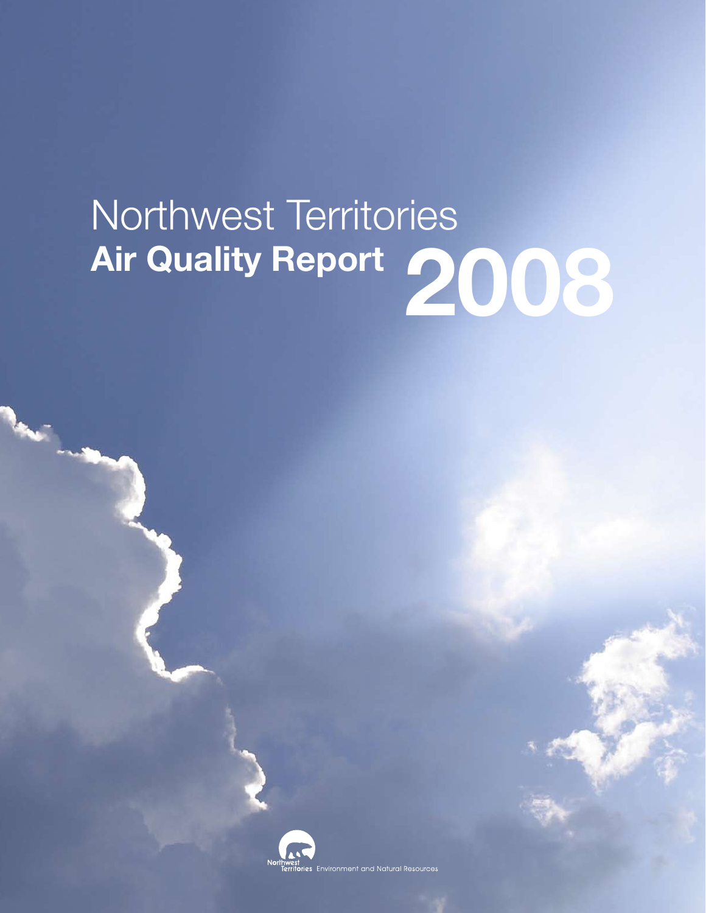# Northwest Territories
## Air Quality Report 2008

Northwest Territories Environment and Natural Resources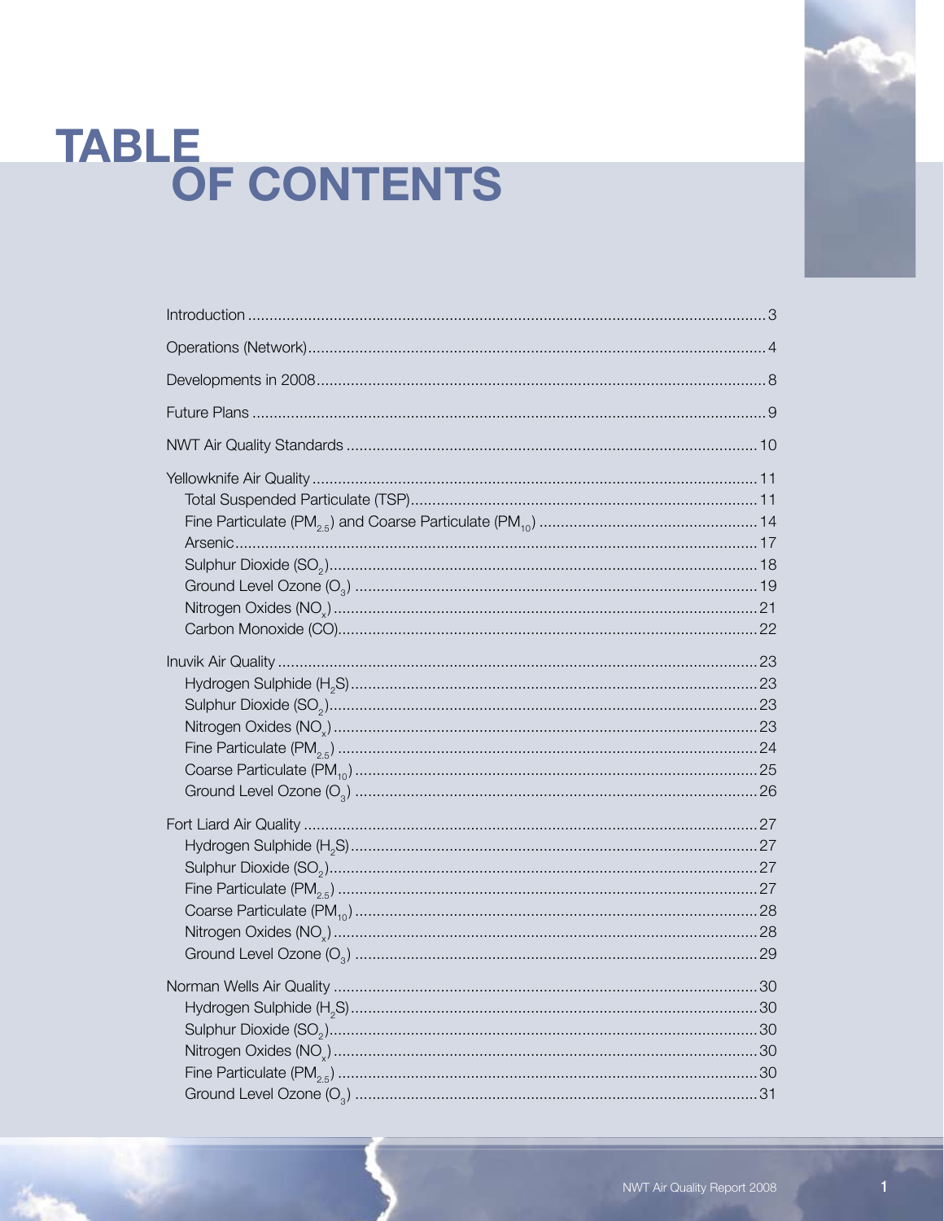# TABLE OF CONTENTS

Introduction .......................................................................................................... 3

Operations (Network)............................................................................................ 4

Developments in 2008.......................................................................................... 8

Future Plans .......................................................................................................... 9

NWT Air Quality Standards .................................................................................. 10

Yellowknife Air Quality .......................................................................................... 11
- Total Suspended Particulate (TSP)................................................................... 11
- Fine Particulate ($PM_{2.5}$) and Coarse Particulate ($PM_{10}$) ..................................... 14
- Arsenic.......................................................................................................... 17
- Sulphur Dioxide ($SO_2$).................................................................................... 18
- Ground Level Ozone ($O_3$) .............................................................................. 19
- Nitrogen Oxides ($NO_x$) ................................................................................... 21
- Carbon Monoxide (CO).................................................................................. 22

Inuvik Air Quality .................................................................................................. 23
- Hydrogen Sulphide ($H_2S$)................................................................................ 23
- Sulphur Dioxide ($SO_2$).................................................................................... 23
- Nitrogen Oxides ($NO_x$) ................................................................................... 23
- Fine Particulate ($PM_{2.5}$) .................................................................................. 24
- Coarse Particulate ($PM_{10}$) .............................................................................. 25
- Ground Level Ozone ($O_3$) .............................................................................. 26

Fort Liard Air Quality ............................................................................................ 27
- Hydrogen Sulphide ($H_2S$)................................................................................ 27
- Sulphur Dioxide ($SO_2$).................................................................................... 27
- Fine Particulate ($PM_{2.5}$) .................................................................................. 27
- Coarse Particulate ($PM_{10}$) .............................................................................. 28
- Nitrogen Oxides ($NO_x$) ................................................................................... 28
- Ground Level Ozone ($O_3$) .............................................................................. 29

Norman Wells Air Quality ..................................................................................... 30
- Hydrogen Sulphide ($H_2S$)................................................................................ 30
- Sulphur Dioxide ($SO_2$).................................................................................... 30
- Nitrogen Oxides ($NO_x$) ................................................................................... 30
- Fine Particulate ($PM_{2.5}$) .................................................................................. 30
- Ground Level Ozone ($O_3$) .............................................................................. 31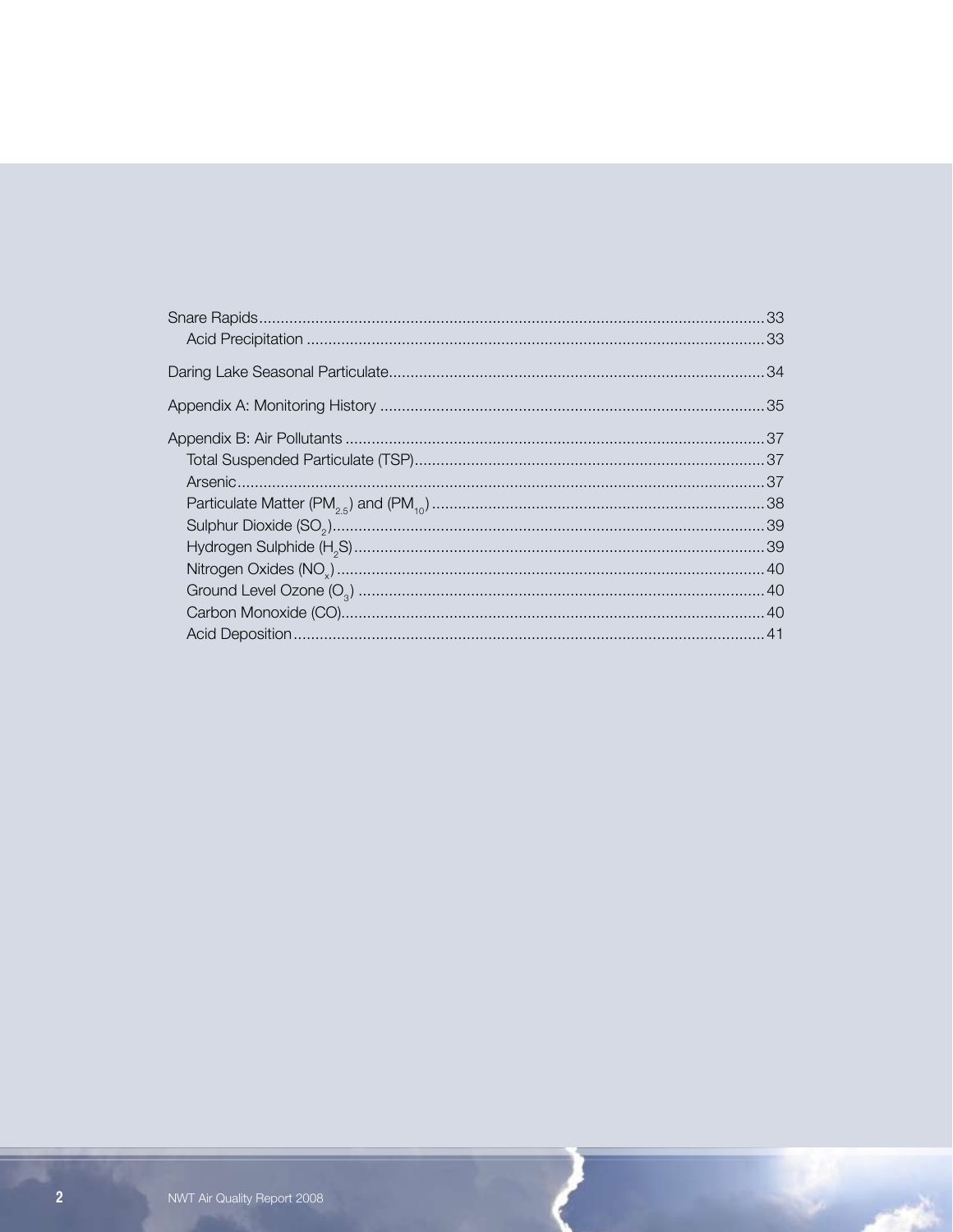Snare Rapids ..................................................................................................................... 33
- Acid Precipitation ......................................................................................................... 33

Daring Lake Seasonal Particulate ...................................................................................... 34

Appendix A: Monitoring History ......................................................................................... 35

Appendix B: Air Pollutants ................................................................................................. 37
- Total Suspended Particulate (TSP) ................................................................................. 37
- Arsenic ........................................................................................................................... 37
- Particulate Matter ($PM_{2.5}$) and ($PM_{10}$) ............................................................. 38
- Sulphur Dioxide ($SO_2$) .................................................................................................. 39
- Hydrogen Sulphide ($H_2S$) ............................................................................................ 39
- Nitrogen Oxides ($NO_x$) ................................................................................................ 40
- Ground Level Ozone ($O_3$) ............................................................................................ 40
- Carbon Monoxide (CO) .................................................................................................. 40
- Acid Deposition ............................................................................................................. 41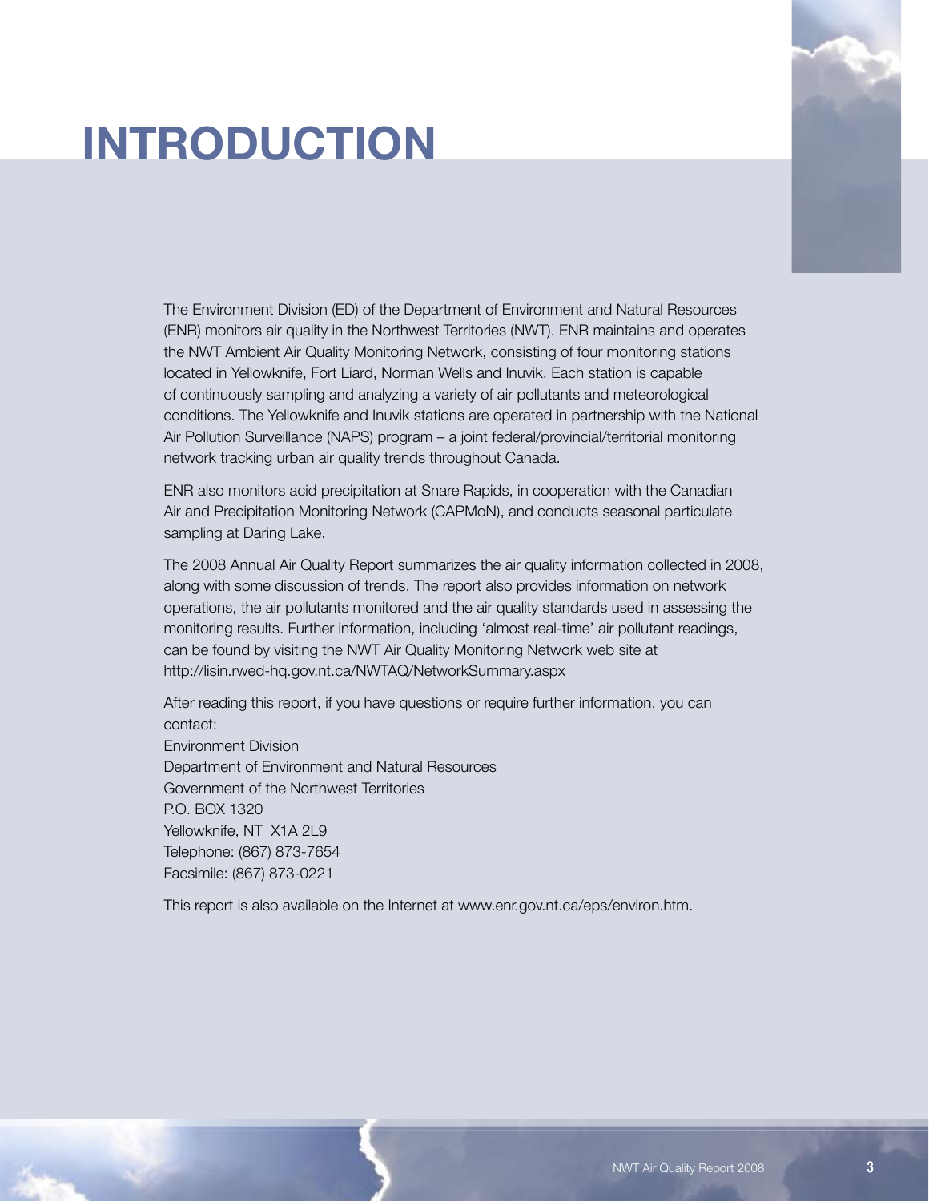# INTRODUCTION

The Environment Division (ED) of the Department of Environment and Natural Resources (ENR) monitors air quality in the Northwest Territories (NWT). ENR maintains and operates the NWT Ambient Air Quality Monitoring Network, consisting of four monitoring stations located in Yellowknife, Fort Liard, Norman Wells and Inuvik. Each station is capable of continuously sampling and analyzing a variety of air pollutants and meteorological conditions. The Yellowknife and Inuvik stations are operated in partnership with the National Air Pollution Surveillance (NAPS) program – a joint federal/provincial/territorial monitoring network tracking urban air quality trends throughout Canada.

ENR also monitors acid precipitation at Snare Rapids, in cooperation with the Canadian Air and Precipitation Monitoring Network (CAPMoN), and conducts seasonal particulate sampling at Daring Lake.

The 2008 Annual Air Quality Report summarizes the air quality information collected in 2008, along with some discussion of trends. The report also provides information on network operations, the air pollutants monitored and the air quality standards used in assessing the monitoring results. Further information, including 'almost real-time' air pollutant readings, can be found by visiting the NWT Air Quality Monitoring Network web site at http://lisin.rwed-hq.gov.nt.ca/NWTAQ/NetworkSummary.aspx

After reading this report, if you have questions or require further information, you can contact:
Environment Division
Department of Environment and Natural Resources
Government of the Northwest Territories
P.O. BOX 1320
Yellowknife, NT X1A 2L9
Telephone: (867) 873-7654
Facsimile: (867) 873-0221

This report is also available on the Internet at www.enr.gov.nt.ca/eps/environ.htm.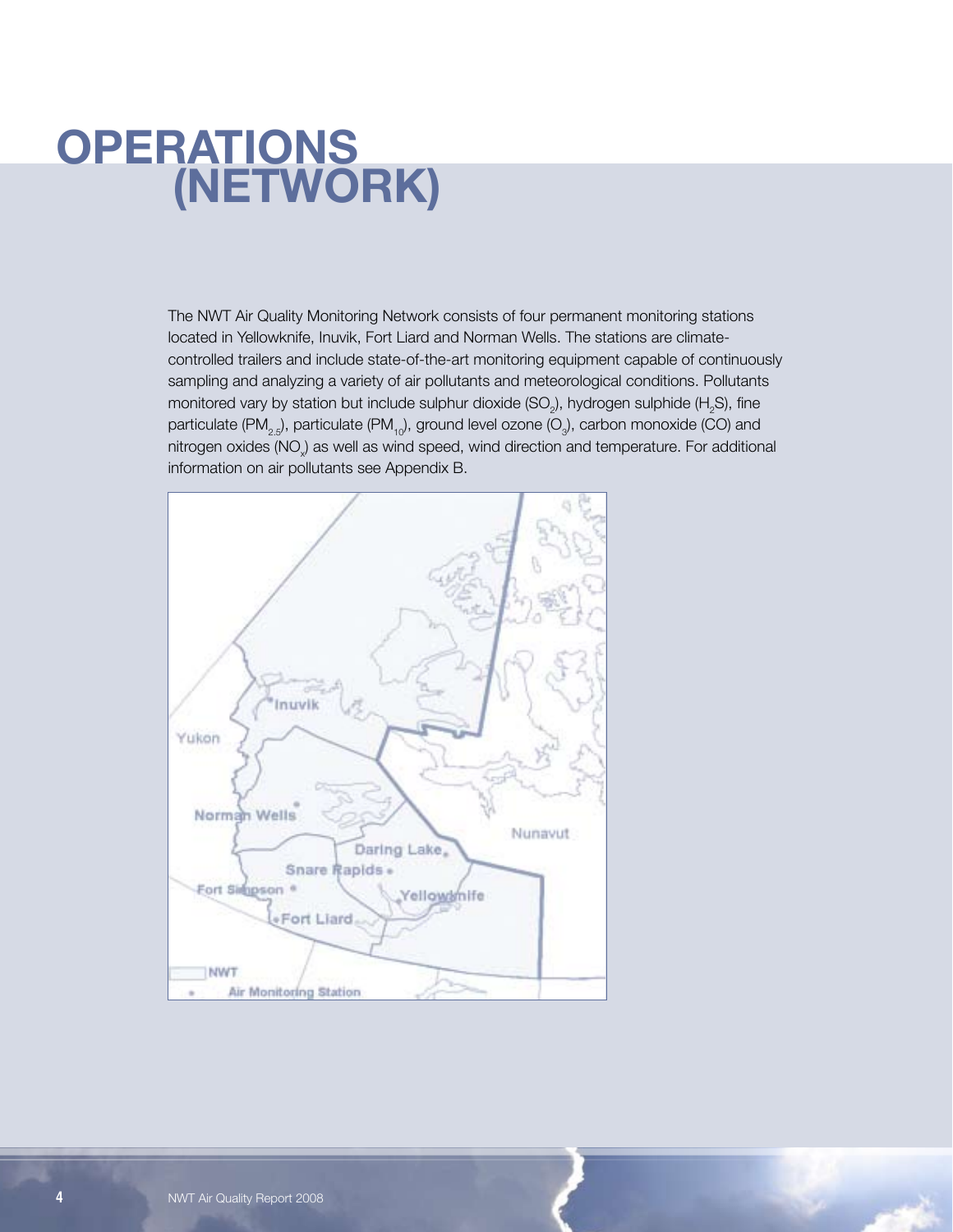# OPERATIONS (NETWORK)

The NWT Air Quality Monitoring Network consists of four permanent monitoring stations located in Yellowknife, Inuvik, Fort Liard and Norman Wells. The stations are climate-controlled trailers and include state-of-the-art monitoring equipment capable of continuously sampling and analyzing a variety of air pollutants and meteorological conditions. Pollutants monitored vary by station but include sulphur dioxide ($SO_2$), hydrogen sulphide ($H_2S$), fine particulate ($PM_{2.5}$), particulate ($PM_{10}$), ground level ozone ($O_3$), carbon monoxide (CO) and nitrogen oxides ($NO_x$) as well as wind speed, wind direction and temperature. For additional information on air pollutants see Appendix B.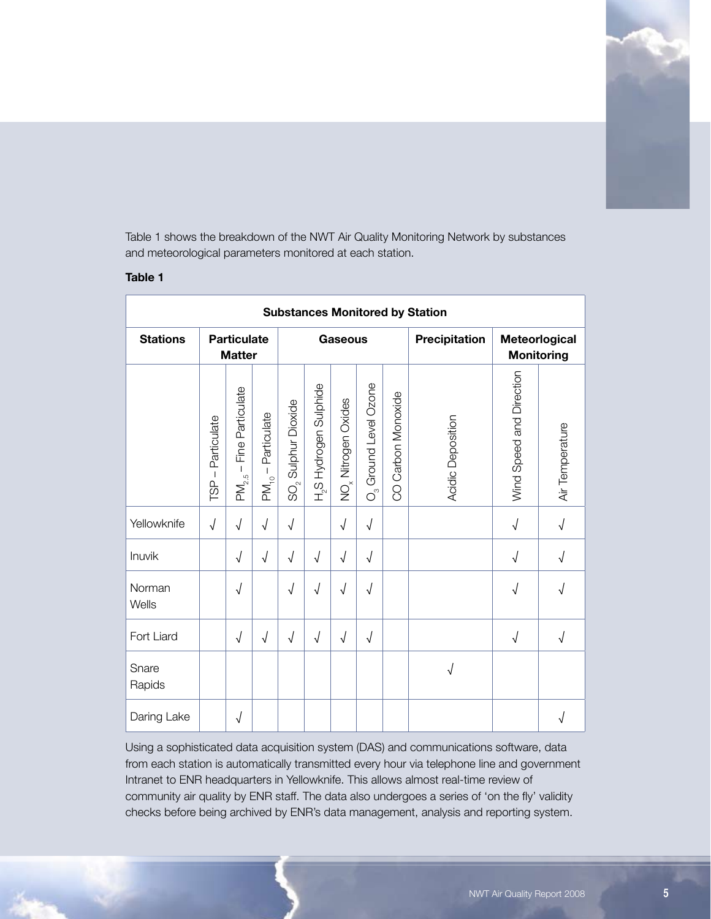Table 1 shows the breakdown of the NWT Air Quality Monitoring Network by substances and meteorological parameters monitored at each station.

**Table 1**

| **Substances Monitored by Station** | | | | | | | | | | | |
|---|---|---|---|---|---|---|---|---|---|---|---|
| **Stations** | **Particulate Matter** | | | **Gaseous** | | | | | **Precipitation** | **Meteorlogical Monitoring** | |
| | TSP – Particulate | $PM_{2.5}$ – Fine Particulate | $PM_{10}$ – Particulate | $SO_2$ Sulphur Dioxide | $H_2S$ Hydrogen Sulphide | $NO_x$ Nitrogen Oxides | $O_3$ Ground Level Ozone | CO Carbon Monoxide | Acidic Deposition | Wind Speed and Direction | Air Temperature |
| Yellowknife | √ | √ | √ | √ | | √ | √ | | | √ | √ |
| Inuvik | | √ | √ | √ | √ | √ | √ | | | √ | √ |
| Norman Wells | | √ | | √ | √ | √ | √ | | | √ | √ |
| Fort Liard | | √ | √ | √ | √ | √ | √ | | | √ | √ |
| Snare Rapids | | | | | | | | | √ | | |
| Daring Lake | | √ | | | | | | | | | √ |

Using a sophisticated data acquisition system (DAS) and communications software, data from each station is automatically transmitted every hour via telephone line and government Intranet to ENR headquarters in Yellowknife. This allows almost real-time review of community air quality by ENR staff. The data also undergoes a series of 'on the fly' validity checks before being archived by ENR's data management, analysis and reporting system.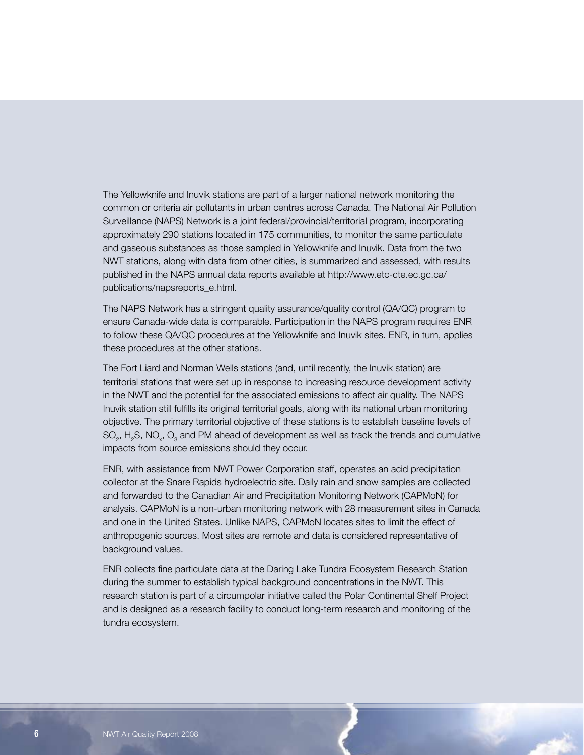The Yellowknife and Inuvik stations are part of a larger national network monitoring the common or criteria air pollutants in urban centres across Canada. The National Air Pollution Surveillance (NAPS) Network is a joint federal/provincial/territorial program, incorporating approximately 290 stations located in 175 communities, to monitor the same particulate and gaseous substances as those sampled in Yellowknife and Inuvik. Data from the two NWT stations, along with data from other cities, is summarized and assessed, with results published in the NAPS annual data reports available at http://www.etc-cte.ec.gc.ca/publications/napsreports_e.html.

The NAPS Network has a stringent quality assurance/quality control (QA/QC) program to ensure Canada-wide data is comparable. Participation in the NAPS program requires ENR to follow these QA/QC procedures at the Yellowknife and Inuvik sites. ENR, in turn, applies these procedures at the other stations.

The Fort Liard and Norman Wells stations (and, until recently, the Inuvik station) are territorial stations that were set up in response to increasing resource development activity in the NWT and the potential for the associated emissions to affect air quality. The NAPS Inuvik station still fulfills its original territorial goals, along with its national urban monitoring objective. The primary territorial objective of these stations is to establish baseline levels of $SO_2$, $H_2S$, $NO_x$, $O_3$ and PM ahead of development as well as track the trends and cumulative impacts from source emissions should they occur.

ENR, with assistance from NWT Power Corporation staff, operates an acid precipitation collector at the Snare Rapids hydroelectric site. Daily rain and snow samples are collected and forwarded to the Canadian Air and Precipitation Monitoring Network (CAPMoN) for analysis. CAPMoN is a non-urban monitoring network with 28 measurement sites in Canada and one in the United States. Unlike NAPS, CAPMoN locates sites to limit the effect of anthropogenic sources. Most sites are remote and data is considered representative of background values.

ENR collects fine particulate data at the Daring Lake Tundra Ecosystem Research Station during the summer to establish typical background concentrations in the NWT. This research station is part of a circumpolar initiative called the Polar Continental Shelf Project and is designed as a research facility to conduct long-term research and monitoring of the tundra ecosystem.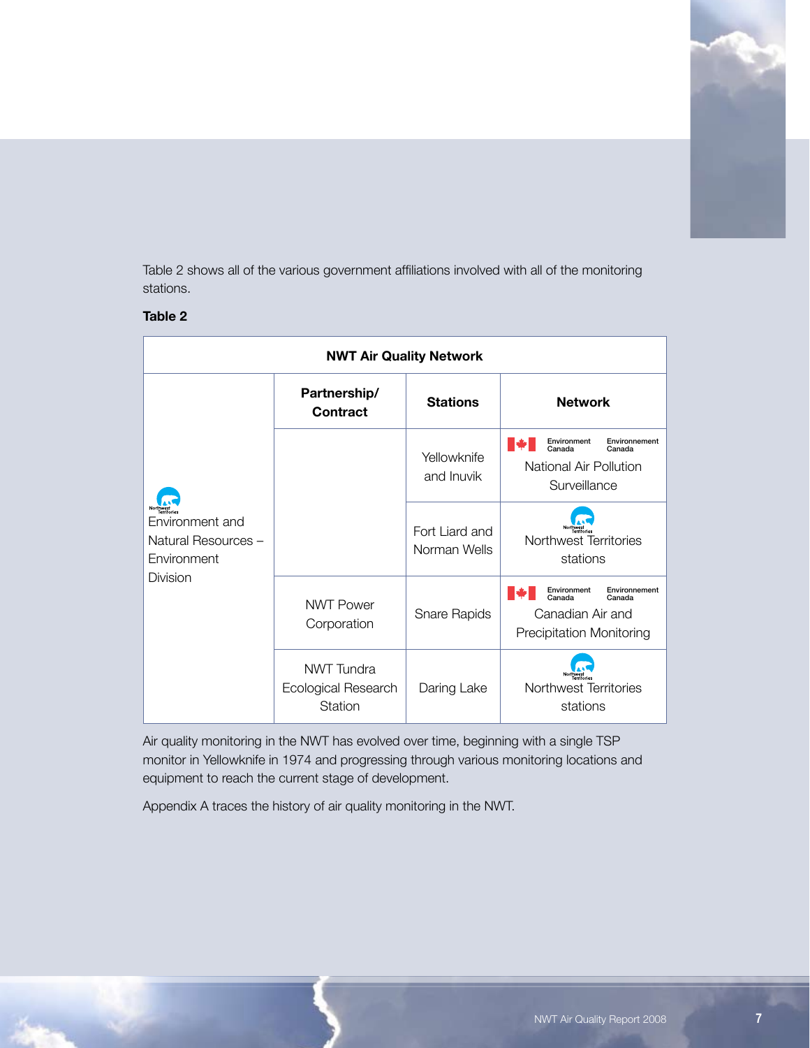Table 2 shows all of the various government affiliations involved with all of the monitoring stations.

**Table 2**

| NWT Air Quality Network | | | |
|---|---|---|---|
| | **Partnership/ Contract** | **Stations** | **Network** |
| Environment and Natural Resources – Environment Division | | Yellowknife and Inuvik | Environment Canada / Environnement Canada – National Air Pollution Surveillance |
| | | Fort Liard and Norman Wells | Northwest Territories stations |
| | NWT Power Corporation | Snare Rapids | Environment Canada / Environnement Canada – Canadian Air and Precipitation Monitoring |
| | NWT Tundra Ecological Research Station | Daring Lake | Northwest Territories stations |

Air quality monitoring in the NWT has evolved over time, beginning with a single TSP monitor in Yellowknife in 1974 and progressing through various monitoring locations and equipment to reach the current stage of development.

Appendix A traces the history of air quality monitoring in the NWT.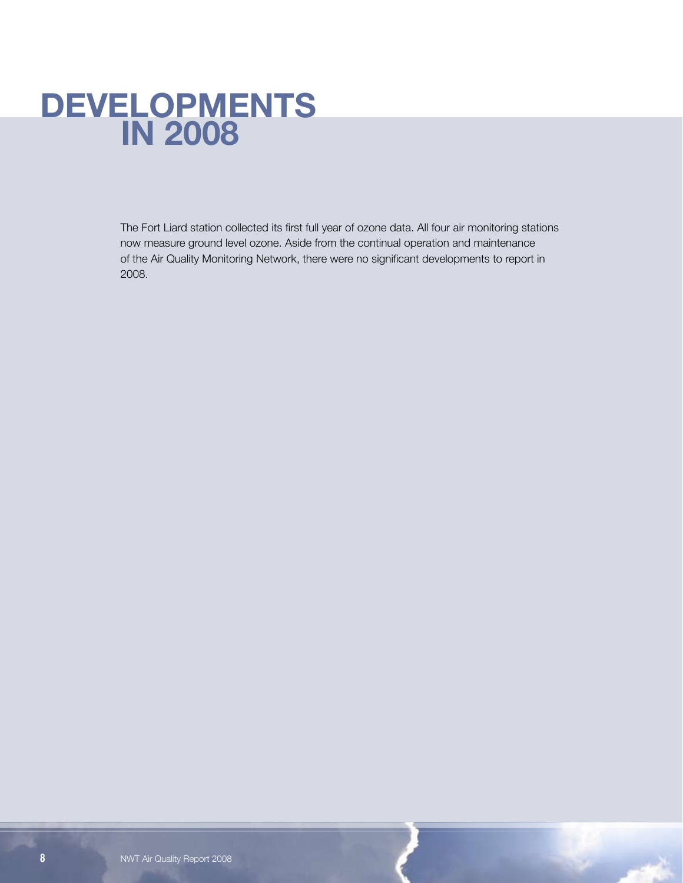# DEVELOPMENTS IN 2008

The Fort Liard station collected its first full year of ozone data. All four air monitoring stations now measure ground level ozone. Aside from the continual operation and maintenance of the Air Quality Monitoring Network, there were no significant developments to report in 2008.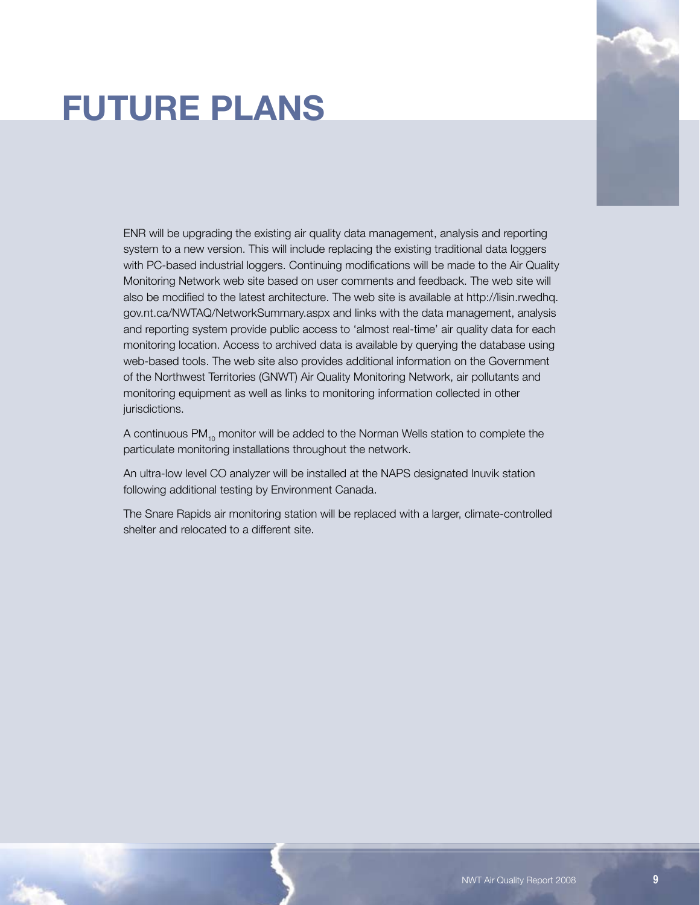# FUTURE PLANS

ENR will be upgrading the existing air quality data management, analysis and reporting system to a new version. This will include replacing the existing traditional data loggers with PC-based industrial loggers. Continuing modifications will be made to the Air Quality Monitoring Network web site based on user comments and feedback. The web site will also be modified to the latest architecture. The web site is available at http://lisin.rwedhq.gov.nt.ca/NWTAQ/NetworkSummary.aspx and links with the data management, analysis and reporting system provide public access to 'almost real-time' air quality data for each monitoring location. Access to archived data is available by querying the database using web-based tools. The web site also provides additional information on the Government of the Northwest Territories (GNWT) Air Quality Monitoring Network, air pollutants and monitoring equipment as well as links to monitoring information collected in other jurisdictions.

A continuous $PM_{10}$ monitor will be added to the Norman Wells station to complete the particulate monitoring installations throughout the network.

An ultra-low level CO analyzer will be installed at the NAPS designated Inuvik station following additional testing by Environment Canada.

The Snare Rapids air monitoring station will be replaced with a larger, climate-controlled shelter and relocated to a different site.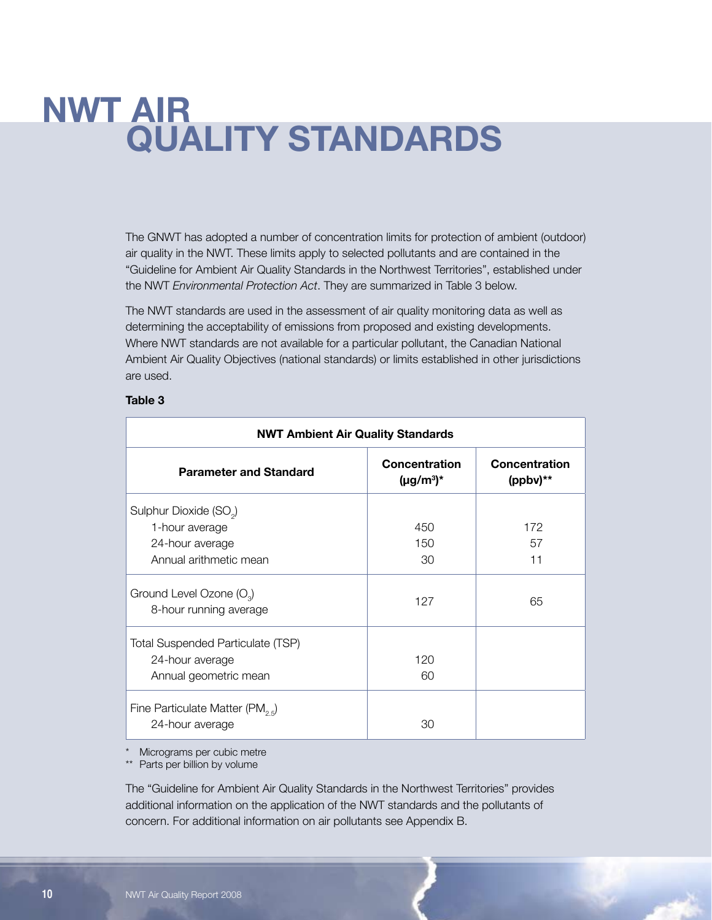# NWT AIR QUALITY STANDARDS

The GNWT has adopted a number of concentration limits for protection of ambient (outdoor) air quality in the NWT. These limits apply to selected pollutants and are contained in the "Guideline for Ambient Air Quality Standards in the Northwest Territories", established under the NWT *Environmental Protection Act*. They are summarized in Table 3 below.

The NWT standards are used in the assessment of air quality monitoring data as well as determining the acceptability of emissions from proposed and existing developments. Where NWT standards are not available for a particular pollutant, the Canadian National Ambient Air Quality Objectives (national standards) or limits established in other jurisdictions are used.

**Table 3**

| NWT Ambient Air Quality Standards | | |
|---|---|---|
| **Parameter and Standard** | **Concentration (μg/m³)*** | **Concentration (ppbv)**** |
| Sulphur Dioxide ($SO_2$) | | |
| 1-hour average | 450 | 172 |
| 24-hour average | 150 | 57 |
| Annual arithmetic mean | 30 | 11 |
| Ground Level Ozone ($O_3$) 8-hour running average | 127 | 65 |
| Total Suspended Particulate (TSP) | | |
| 24-hour average | 120 | |
| Annual geometric mean | 60 | |
| Fine Particulate Matter ($PM_{2.5}$) 24-hour average | 30 | |

\* Micrograms per cubic metre
** Parts per billion by volume

The "Guideline for Ambient Air Quality Standards in the Northwest Territories" provides additional information on the application of the NWT standards and the pollutants of concern. For additional information on air pollutants see Appendix B.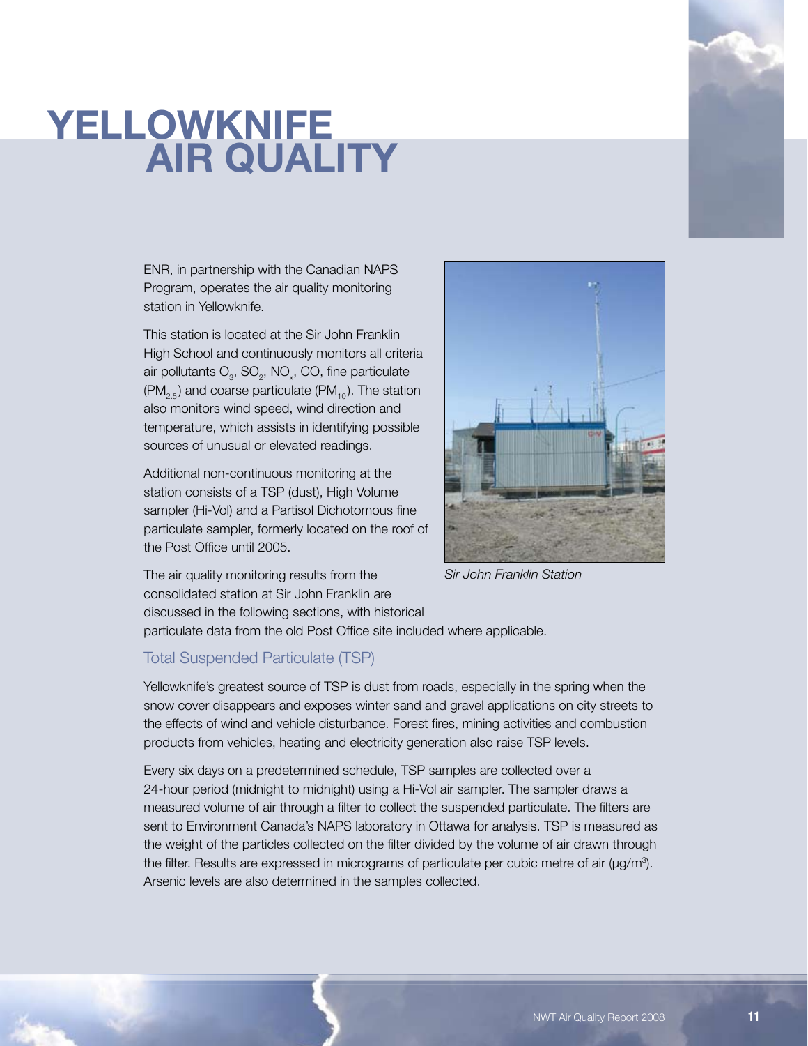# YELLOWKNIFE AIR QUALITY

ENR, in partnership with the Canadian NAPS Program, operates the air quality monitoring station in Yellowknife.

This station is located at the Sir John Franklin High School and continuously monitors all criteria air pollutants $O_3$, $SO_2$, $NO_x$, CO, fine particulate ($PM_{2.5}$) and coarse particulate ($PM_{10}$). The station also monitors wind speed, wind direction and temperature, which assists in identifying possible sources of unusual or elevated readings.

Additional non-continuous monitoring at the station consists of a TSP (dust), High Volume sampler (Hi-Vol) and a Partisol Dichotomous fine particulate sampler, formerly located on the roof of the Post Office until 2005.

*Sir John Franklin Station*

The air quality monitoring results from the consolidated station at Sir John Franklin are discussed in the following sections, with historical particulate data from the old Post Office site included where applicable.

## Total Suspended Particulate (TSP)

Yellowknife's greatest source of TSP is dust from roads, especially in the spring when the snow cover disappears and exposes winter sand and gravel applications on city streets to the effects of wind and vehicle disturbance. Forest fires, mining activities and combustion products from vehicles, heating and electricity generation also raise TSP levels.

Every six days on a predetermined schedule, TSP samples are collected over a 24-hour period (midnight to midnight) using a Hi-Vol air sampler. The sampler draws a measured volume of air through a filter to collect the suspended particulate. The filters are sent to Environment Canada's NAPS laboratory in Ottawa for analysis. TSP is measured as the weight of the particles collected on the filter divided by the volume of air drawn through the filter. Results are expressed in micrograms of particulate per cubic metre of air ($\mu g/m^3$). Arsenic levels are also determined in the samples collected.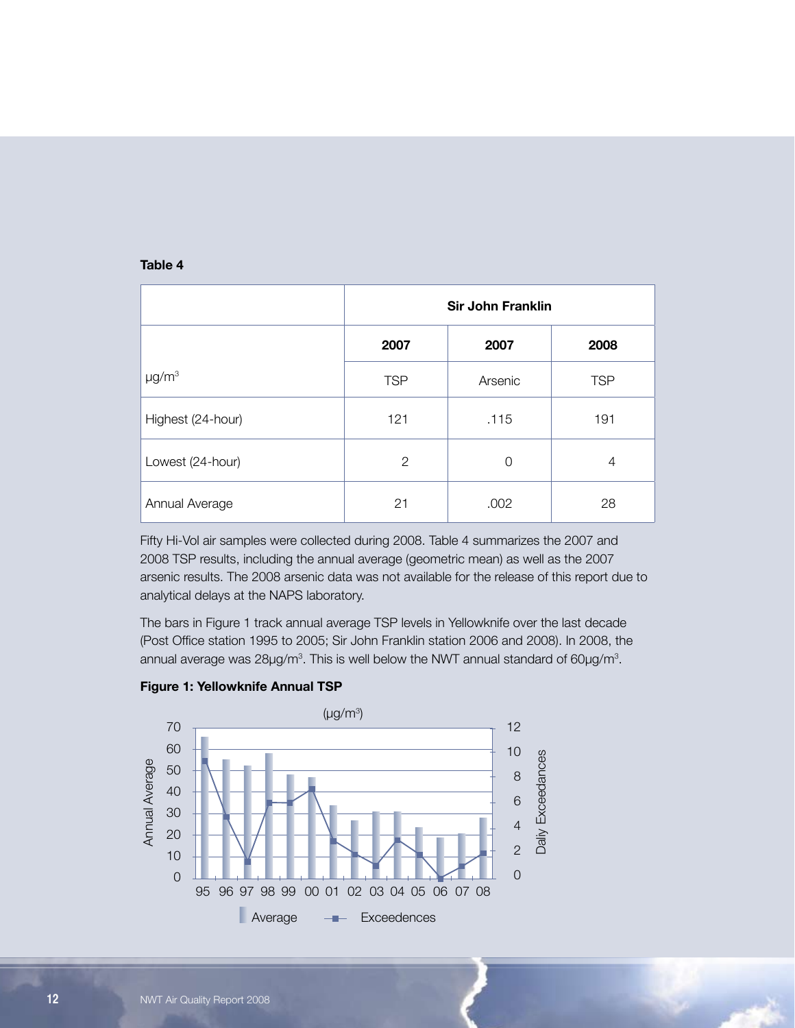**Table 4**

| | Sir John Franklin | | |
|---|---|---|---|
| | 2007 | 2007 | 2008 |
| μg/m$^3$ | TSP | Arsenic | TSP |
| Highest (24-hour) | 121 | .115 | 191 |
| Lowest (24-hour) | 2 | 0 | 4 |
| Annual Average | 21 | .002 | 28 |

Fifty Hi-Vol air samples were collected during 2008. Table 4 summarizes the 2007 and 2008 TSP results, including the annual average (geometric mean) as well as the 2007 arsenic results. The 2008 arsenic data was not available for the release of this report due to analytical delays at the NAPS laboratory.

The bars in Figure 1 track annual average TSP levels in Yellowknife over the last decade (Post Office station 1995 to 2005; Sir John Franklin station 2006 and 2008). In 2008, the annual average was 28μg/m$^3$. This is well below the NWT annual standard of 60μg/m$^3$.

**Figure 1: Yellowknife Annual TSP**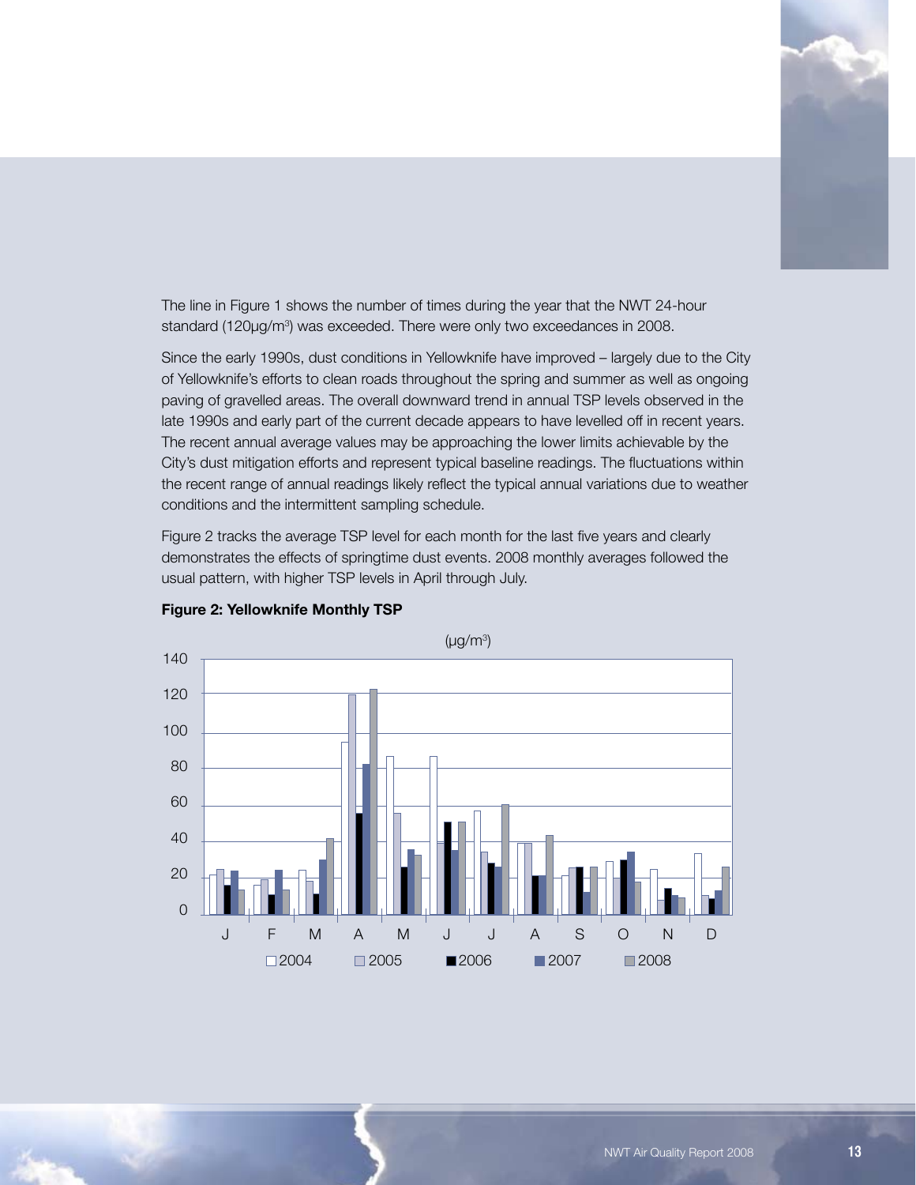The line in Figure 1 shows the number of times during the year that the NWT 24-hour standard (120μg/m³) was exceeded. There were only two exceedances in 2008.

Since the early 1990s, dust conditions in Yellowknife have improved – largely due to the City of Yellowknife's efforts to clean roads throughout the spring and summer as well as ongoing paving of gravelled areas. The overall downward trend in annual TSP levels observed in the late 1990s and early part of the current decade appears to have levelled off in recent years. The recent annual average values may be approaching the lower limits achievable by the City's dust mitigation efforts and represent typical baseline readings. The fluctuations within the recent range of annual readings likely reflect the typical annual variations due to weather conditions and the intermittent sampling schedule.

Figure 2 tracks the average TSP level for each month for the last five years and clearly demonstrates the effects of springtime dust events. 2008 monthly averages followed the usual pattern, with higher TSP levels in April through July.

**Figure 2: Yellowknife Monthly TSP**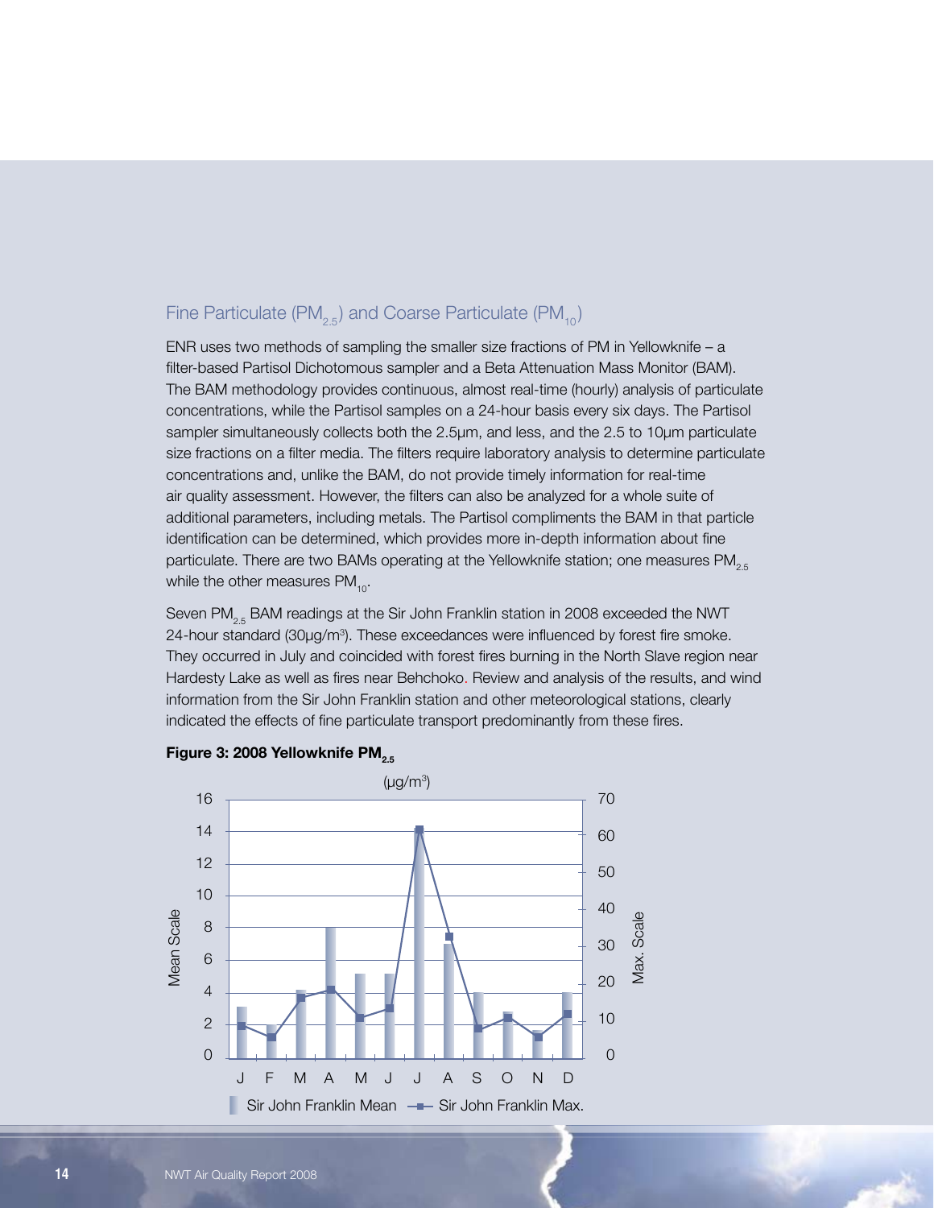## Fine Particulate ($PM_{2.5}$) and Coarse Particulate ($PM_{10}$)

ENR uses two methods of sampling the smaller size fractions of PM in Yellowknife – a filter-based Partisol Dichotomous sampler and a Beta Attenuation Mass Monitor (BAM). The BAM methodology provides continuous, almost real-time (hourly) analysis of particulate concentrations, while the Partisol samples on a 24-hour basis every six days. The Partisol sampler simultaneously collects both the 2.5µm, and less, and the 2.5 to 10µm particulate size fractions on a filter media. The filters require laboratory analysis to determine particulate concentrations and, unlike the BAM, do not provide timely information for real-time air quality assessment. However, the filters can also be analyzed for a whole suite of additional parameters, including metals. The Partisol compliments the BAM in that particle identification can be determined, which provides more in-depth information about fine particulate. There are two BAMs operating at the Yellowknife station; one measures $PM_{2.5}$ while the other measures $PM_{10}$.

Seven $PM_{2.5}$ BAM readings at the Sir John Franklin station in 2008 exceeded the NWT 24-hour standard (30µg/m$^3$). These exceedances were influenced by forest fire smoke. They occurred in July and coincided with forest fires burning in the North Slave region near Hardesty Lake as well as fires near Behchoko. Review and analysis of the results, and wind information from the Sir John Franklin station and other meteorological stations, clearly indicated the effects of fine particulate transport predominantly from these fires.

**Figure 3: 2008 Yellowknife $PM_{2.5}$**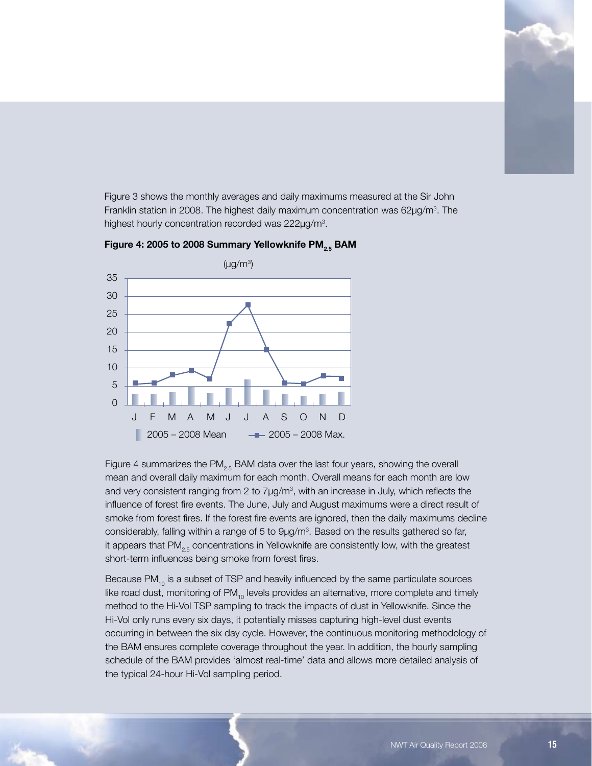Figure 3 shows the monthly averages and daily maximums measured at the Sir John Franklin station in 2008. The highest daily maximum concentration was 62µg/m³. The highest hourly concentration recorded was 222µg/m³.

**Figure 4: 2005 to 2008 Summary Yellowknife $PM_{2.5}$ BAM**

Figure 4 summarizes the $PM_{2.5}$ BAM data over the last four years, showing the overall mean and overall daily maximum for each month. Overall means for each month are low and very consistent ranging from 2 to 7µg/m³, with an increase in July, which reflects the influence of forest fire events. The June, July and August maximums were a direct result of smoke from forest fires. If the forest fire events are ignored, then the daily maximums decline considerably, falling within a range of 5 to 9µg/m³. Based on the results gathered so far, it appears that $PM_{2.5}$ concentrations in Yellowknife are consistently low, with the greatest short-term influences being smoke from forest fires.

Because $PM_{10}$ is a subset of TSP and heavily influenced by the same particulate sources like road dust, monitoring of $PM_{10}$ levels provides an alternative, more complete and timely method to the Hi-Vol TSP sampling to track the impacts of dust in Yellowknife. Since the Hi-Vol only runs every six days, it potentially misses capturing high-level dust events occurring in between the six day cycle. However, the continuous monitoring methodology of the BAM ensures complete coverage throughout the year. In addition, the hourly sampling schedule of the BAM provides 'almost real-time' data and allows more detailed analysis of the typical 24-hour Hi-Vol sampling period.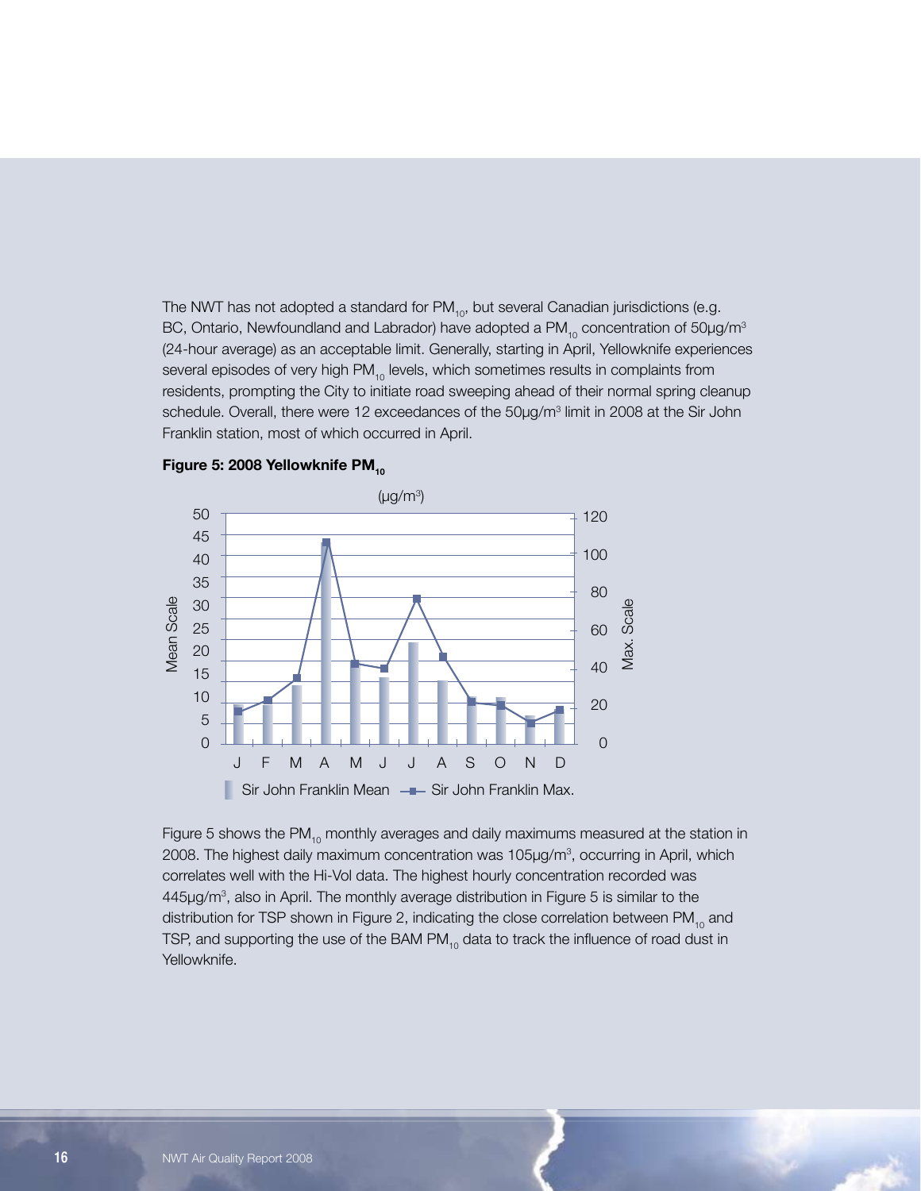The NWT has not adopted a standard for $PM_{10}$, but several Canadian jurisdictions (e.g. BC, Ontario, Newfoundland and Labrador) have adopted a $PM_{10}$ concentration of 50μg/m$^3$ (24-hour average) as an acceptable limit. Generally, starting in April, Yellowknife experiences several episodes of very high $PM_{10}$ levels, which sometimes results in complaints from residents, prompting the City to initiate road sweeping ahead of their normal spring cleanup schedule. Overall, there were 12 exceedances of the 50μg/m$^3$ limit in 2008 at the Sir John Franklin station, most of which occurred in April.

**Figure 5: 2008 Yellowknife $PM_{10}$**

Figure 5 shows the $PM_{10}$ monthly averages and daily maximums measured at the station in 2008. The highest daily maximum concentration was 105μg/m$^3$, occurring in April, which correlates well with the Hi-Vol data. The highest hourly concentration recorded was 445μg/m$^3$, also in April. The monthly average distribution in Figure 5 is similar to the distribution for TSP shown in Figure 2, indicating the close correlation between $PM_{10}$ and TSP, and supporting the use of the BAM $PM_{10}$ data to track the influence of road dust in Yellowknife.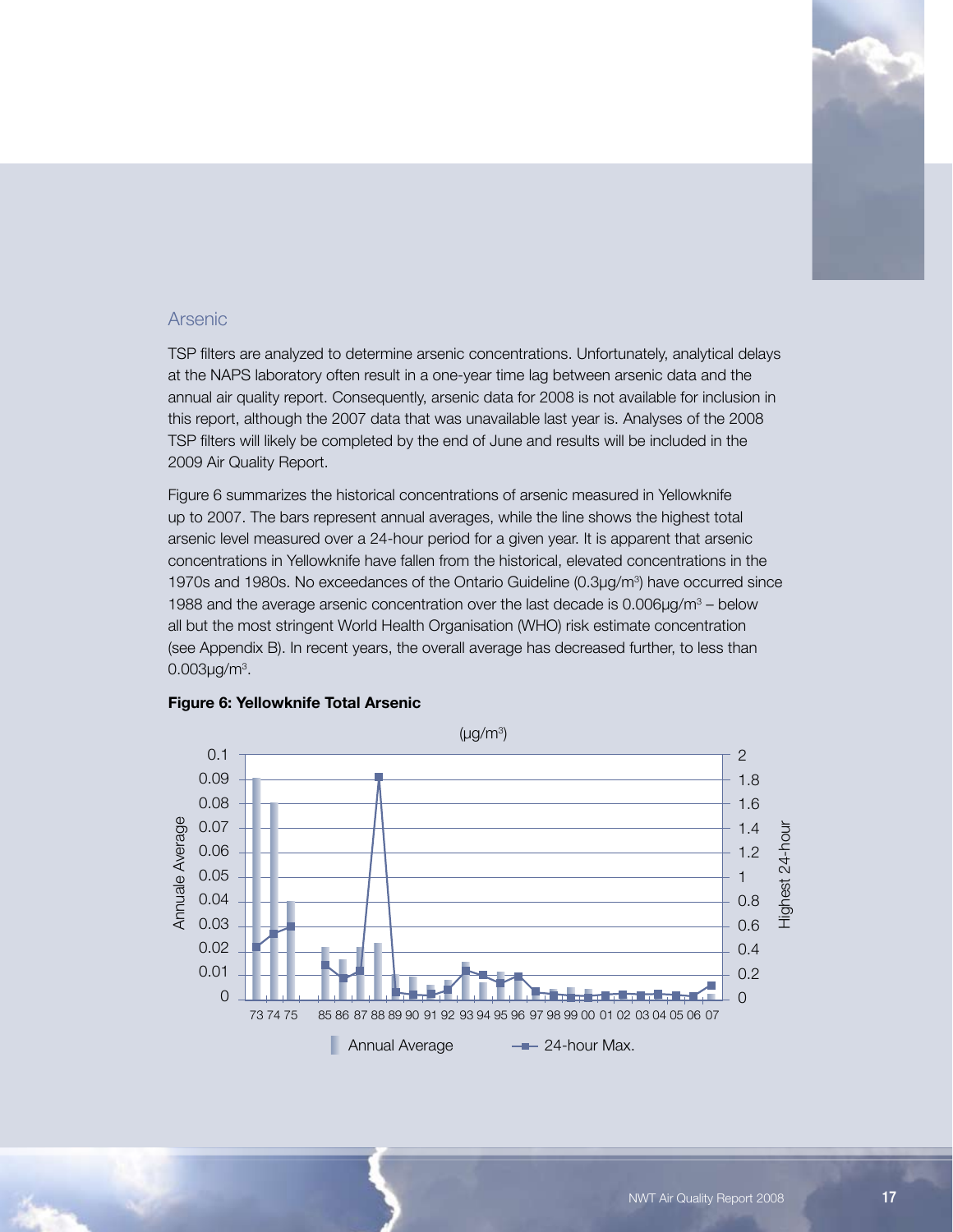## Arsenic

TSP filters are analyzed to determine arsenic concentrations. Unfortunately, analytical delays at the NAPS laboratory often result in a one-year time lag between arsenic data and the annual air quality report. Consequently, arsenic data for 2008 is not available for inclusion in this report, although the 2007 data that was unavailable last year is. Analyses of the 2008 TSP filters will likely be completed by the end of June and results will be included in the 2009 Air Quality Report.

Figure 6 summarizes the historical concentrations of arsenic measured in Yellowknife up to 2007. The bars represent annual averages, while the line shows the highest total arsenic level measured over a 24-hour period for a given year. It is apparent that arsenic concentrations in Yellowknife have fallen from the historical, elevated concentrations in the 1970s and 1980s. No exceedances of the Ontario Guideline (0.3µg/m³) have occurred since 1988 and the average arsenic concentration over the last decade is 0.006µg/m³ – below all but the most stringent World Health Organisation (WHO) risk estimate concentration (see Appendix B). In recent years, the overall average has decreased further, to less than 0.003µg/m³.

**Figure 6: Yellowknife Total Arsenic**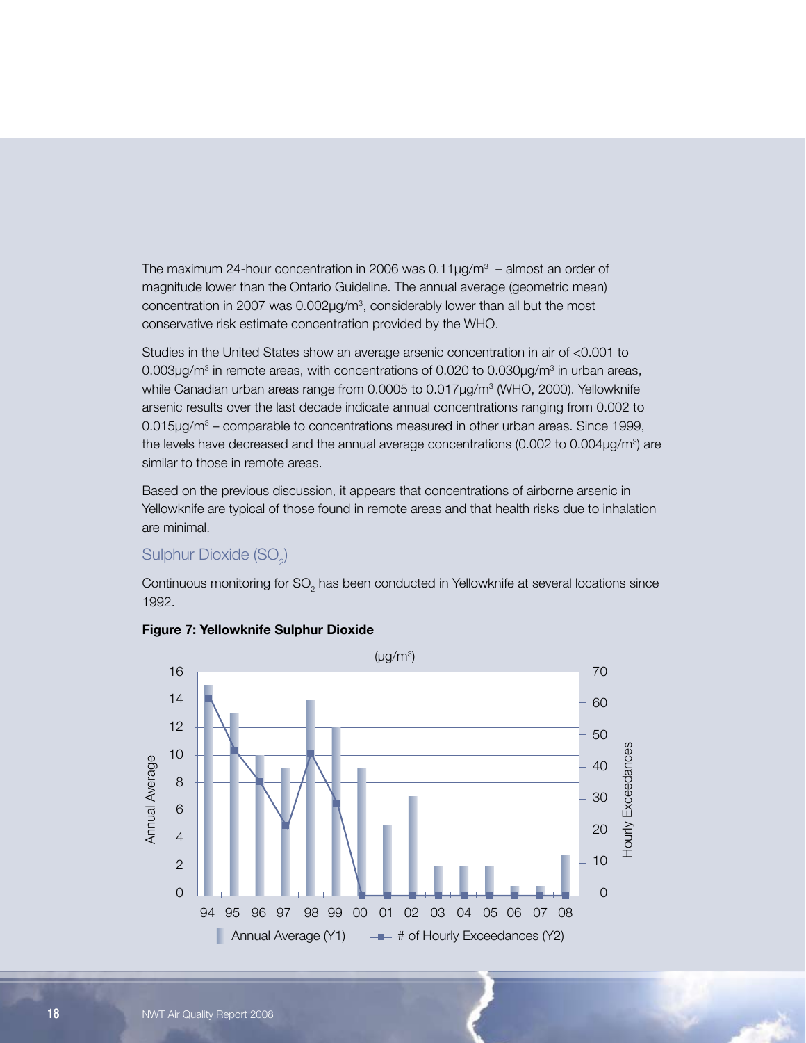The maximum 24-hour concentration in 2006 was 0.11µg/m³ – almost an order of magnitude lower than the Ontario Guideline. The annual average (geometric mean) concentration in 2007 was 0.002µg/m³, considerably lower than all but the most conservative risk estimate concentration provided by the WHO.

Studies in the United States show an average arsenic concentration in air of <0.001 to 0.003µg/m³ in remote areas, with concentrations of 0.020 to 0.030µg/m³ in urban areas, while Canadian urban areas range from 0.0005 to 0.017µg/m³ (WHO, 2000). Yellowknife arsenic results over the last decade indicate annual concentrations ranging from 0.002 to 0.015µg/m³ – comparable to concentrations measured in other urban areas. Since 1999, the levels have decreased and the annual average concentrations (0.002 to 0.004µg/m³) are similar to those in remote areas.

Based on the previous discussion, it appears that concentrations of airborne arsenic in Yellowknife are typical of those found in remote areas and that health risks due to inhalation are minimal.

## Sulphur Dioxide ($SO_2$)

Continuous monitoring for $SO_2$ has been conducted in Yellowknife at several locations since 1992.

**Figure 7: Yellowknife Sulphur Dioxide**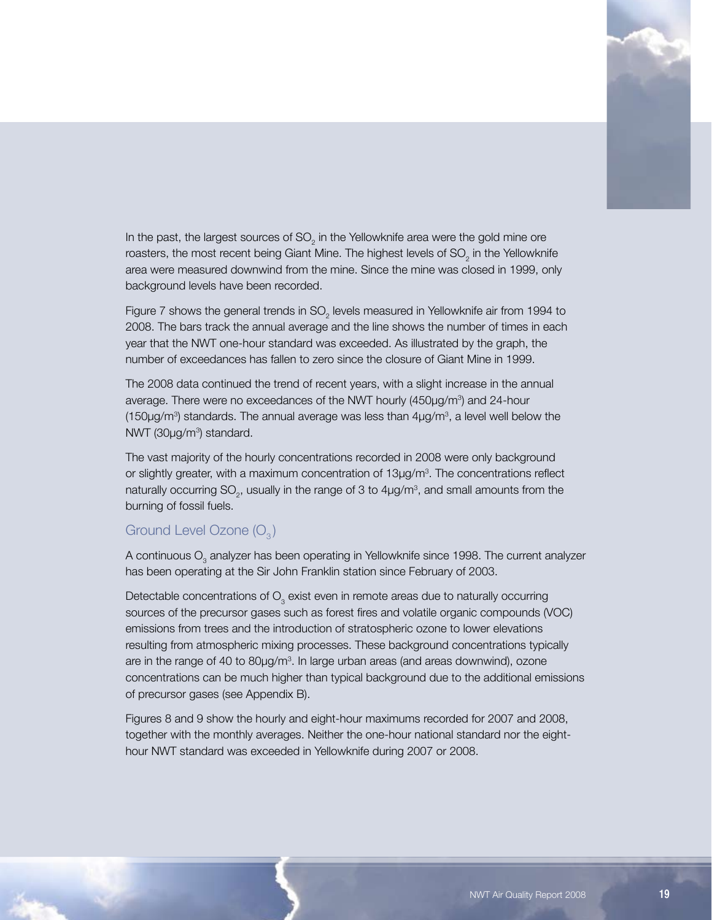In the past, the largest sources of $SO_2$ in the Yellowknife area were the gold mine ore roasters, the most recent being Giant Mine. The highest levels of $SO_2$ in the Yellowknife area were measured downwind from the mine. Since the mine was closed in 1999, only background levels have been recorded.

Figure 7 shows the general trends in $SO_2$ levels measured in Yellowknife air from 1994 to 2008. The bars track the annual average and the line shows the number of times in each year that the NWT one-hour standard was exceeded. As illustrated by the graph, the number of exceedances has fallen to zero since the closure of Giant Mine in 1999.

The 2008 data continued the trend of recent years, with a slight increase in the annual average. There were no exceedances of the NWT hourly (450µg/m$^3$) and 24-hour (150µg/m$^3$) standards. The annual average was less than 4µg/m$^3$, a level well below the NWT (30µg/m$^3$) standard.

The vast majority of the hourly concentrations recorded in 2008 were only background or slightly greater, with a maximum concentration of 13µg/m$^3$. The concentrations reflect naturally occurring $SO_2$, usually in the range of 3 to 4µg/m$^3$, and small amounts from the burning of fossil fuels.

## Ground Level Ozone ($O_3$)

A continuous $O_3$ analyzer has been operating in Yellowknife since 1998. The current analyzer has been operating at the Sir John Franklin station since February of 2003.

Detectable concentrations of $O_3$ exist even in remote areas due to naturally occurring sources of the precursor gases such as forest fires and volatile organic compounds (VOC) emissions from trees and the introduction of stratospheric ozone to lower elevations resulting from atmospheric mixing processes. These background concentrations typically are in the range of 40 to 80µg/m$^3$. In large urban areas (and areas downwind), ozone concentrations can be much higher than typical background due to the additional emissions of precursor gases (see Appendix B).

Figures 8 and 9 show the hourly and eight-hour maximums recorded for 2007 and 2008, together with the monthly averages. Neither the one-hour national standard nor the eight-hour NWT standard was exceeded in Yellowknife during 2007 or 2008.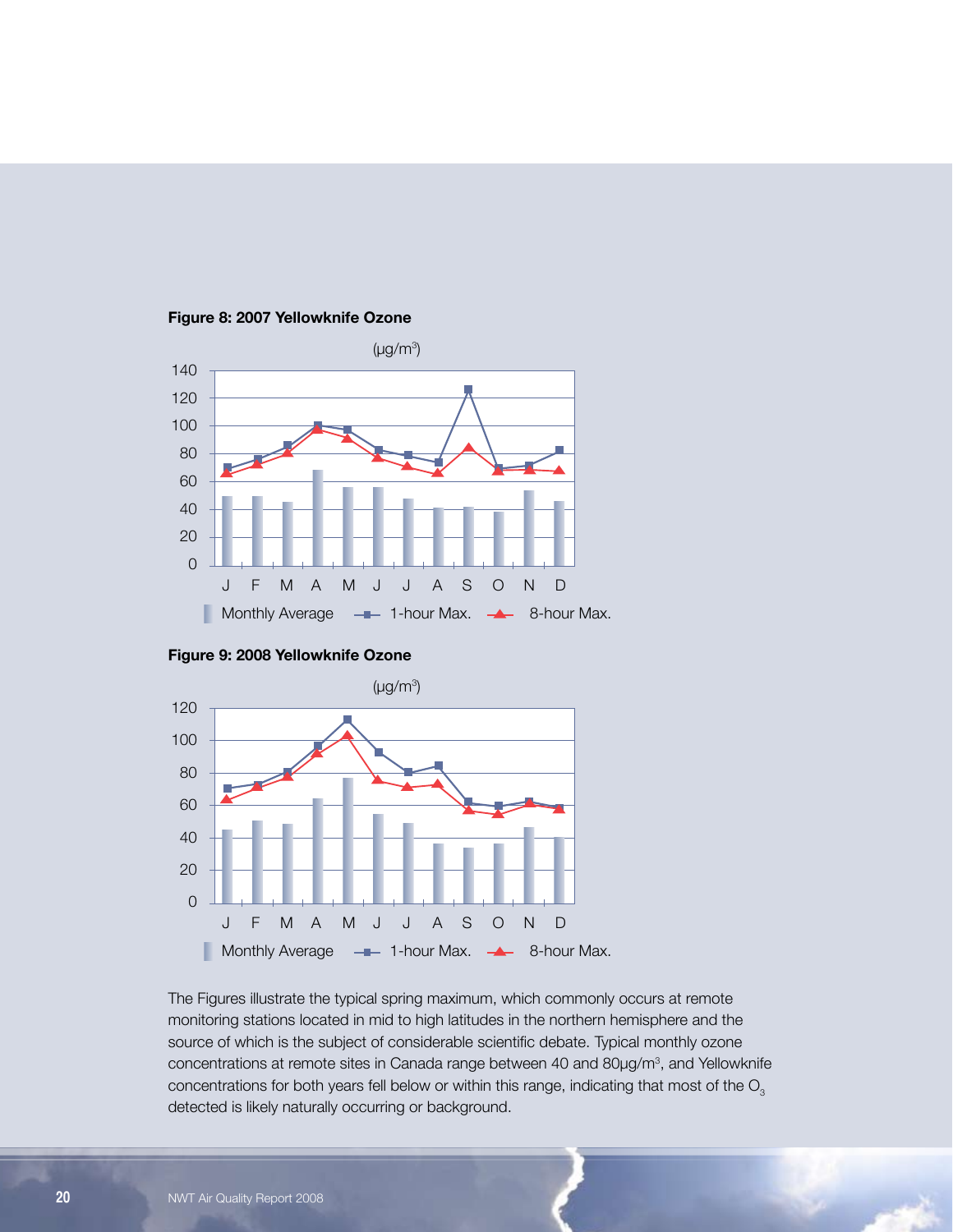**Figure 8: 2007 Yellowknife Ozone**

**Figure 9: 2008 Yellowknife Ozone**

The Figures illustrate the typical spring maximum, which commonly occurs at remote monitoring stations located in mid to high latitudes in the northern hemisphere and the source of which is the subject of considerable scientific debate. Typical monthly ozone concentrations at remote sites in Canada range between 40 and 80μg/m³, and Yellowknife concentrations for both years fell below or within this range, indicating that most of the $O_3$ detected is likely naturally occurring or background.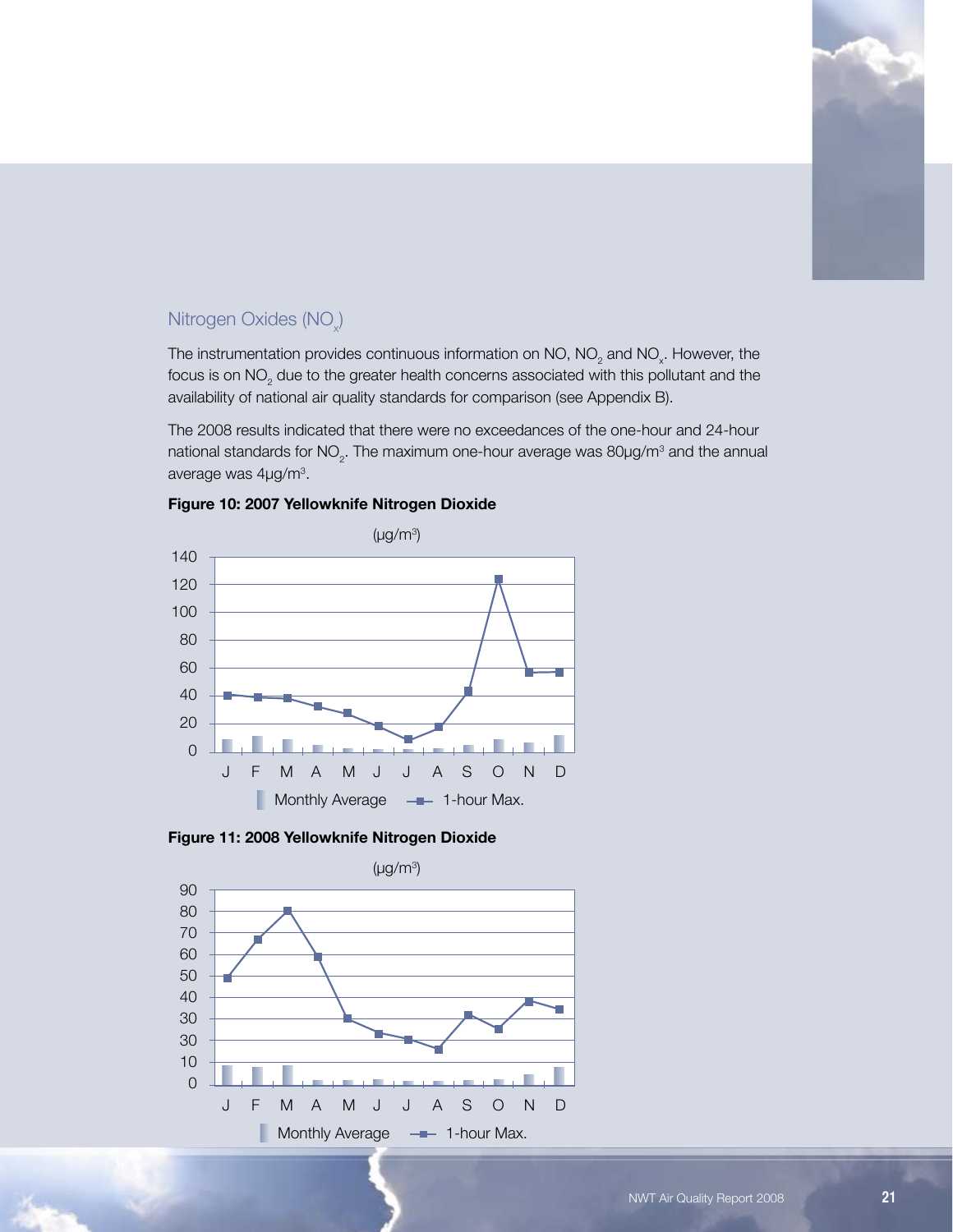## Nitrogen Oxides ($NO_x$)

The instrumentation provides continuous information on NO, $NO_2$ and $NO_x$. However, the focus is on $NO_2$ due to the greater health concerns associated with this pollutant and the availability of national air quality standards for comparison (see Appendix B).

The 2008 results indicated that there were no exceedances of the one-hour and 24-hour national standards for $NO_2$. The maximum one-hour average was 80µg/m³ and the annual average was 4µg/m³.

**Figure 10: 2007 Yellowknife Nitrogen Dioxide**

**Figure 11: 2008 Yellowknife Nitrogen Dioxide**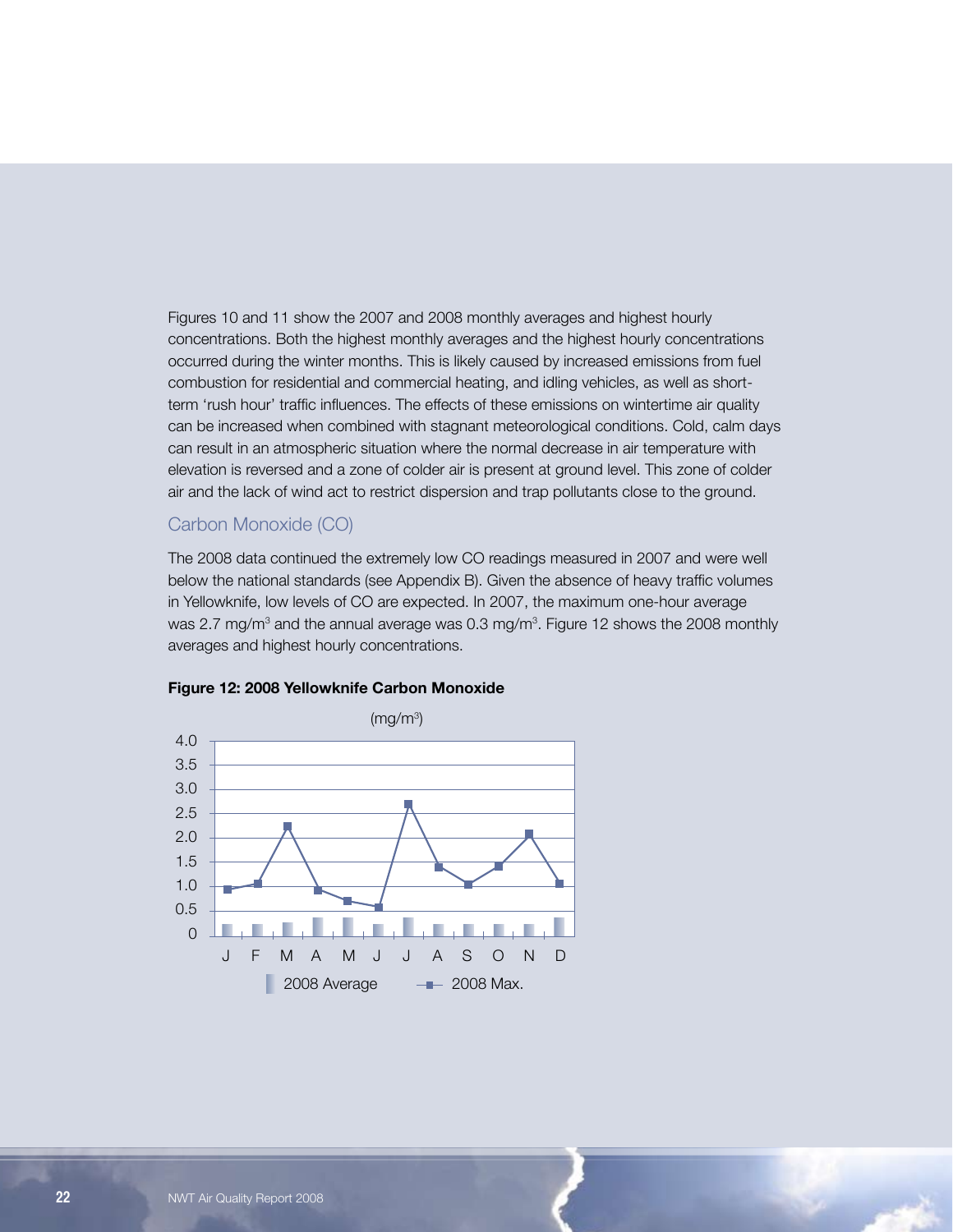Figures 10 and 11 show the 2007 and 2008 monthly averages and highest hourly concentrations. Both the highest monthly averages and the highest hourly concentrations occurred during the winter months. This is likely caused by increased emissions from fuel combustion for residential and commercial heating, and idling vehicles, as well as short-term 'rush hour' traffic influences. The effects of these emissions on wintertime air quality can be increased when combined with stagnant meteorological conditions. Cold, calm days can result in an atmospheric situation where the normal decrease in air temperature with elevation is reversed and a zone of colder air is present at ground level. This zone of colder air and the lack of wind act to restrict dispersion and trap pollutants close to the ground.

## Carbon Monoxide (CO)

The 2008 data continued the extremely low CO readings measured in 2007 and were well below the national standards (see Appendix B). Given the absence of heavy traffic volumes in Yellowknife, low levels of CO are expected. In 2007, the maximum one-hour average was 2.7 mg/m$^3$ and the annual average was 0.3 mg/m$^3$. Figure 12 shows the 2008 monthly averages and highest hourly concentrations.

**Figure 12: 2008 Yellowknife Carbon Monoxide**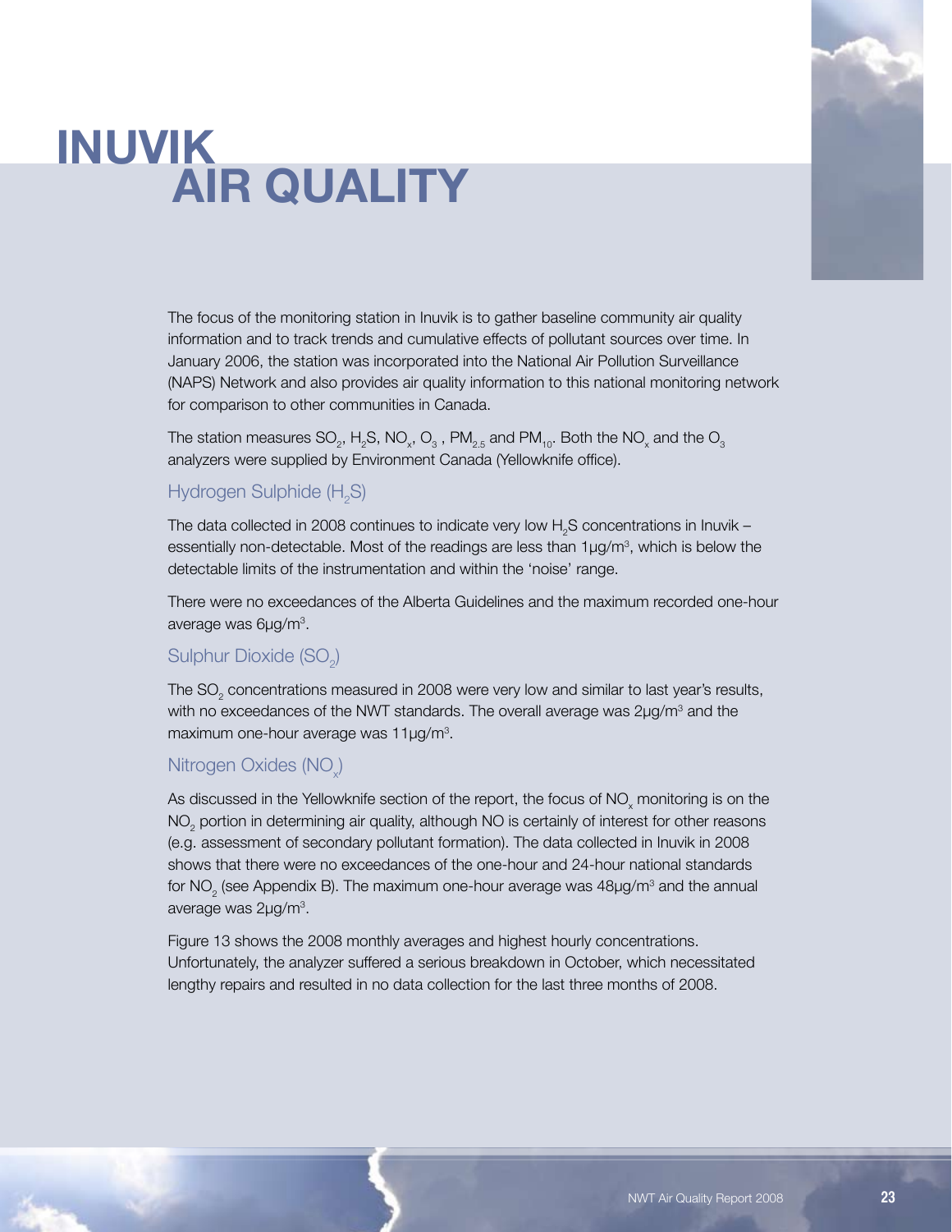# INUVIK AIR QUALITY

The focus of the monitoring station in Inuvik is to gather baseline community air quality information and to track trends and cumulative effects of pollutant sources over time. In January 2006, the station was incorporated into the National Air Pollution Surveillance (NAPS) Network and also provides air quality information to this national monitoring network for comparison to other communities in Canada.

The station measures $SO_2$, $H_2S$, $NO_x$, $O_3$ , $PM_{2.5}$ and $PM_{10}$. Both the $NO_x$ and the $O_3$ analyzers were supplied by Environment Canada (Yellowknife office).

## Hydrogen Sulphide ($H_2S$)

The data collected in 2008 continues to indicate very low $H_2S$ concentrations in Inuvik – essentially non-detectable. Most of the readings are less than 1µg/m$^3$, which is below the detectable limits of the instrumentation and within the 'noise' range.

There were no exceedances of the Alberta Guidelines and the maximum recorded one-hour average was 6µg/m$^3$.

## Sulphur Dioxide ($SO_2$)

The $SO_2$ concentrations measured in 2008 were very low and similar to last year's results, with no exceedances of the NWT standards. The overall average was 2µg/m$^3$ and the maximum one-hour average was 11µg/m$^3$.

## Nitrogen Oxides ($NO_x$)

As discussed in the Yellowknife section of the report, the focus of $NO_x$ monitoring is on the $NO_2$ portion in determining air quality, although NO is certainly of interest for other reasons (e.g. assessment of secondary pollutant formation). The data collected in Inuvik in 2008 shows that there were no exceedances of the one-hour and 24-hour national standards for $NO_2$ (see Appendix B). The maximum one-hour average was 48µg/m$^3$ and the annual average was 2µg/m$^3$.

Figure 13 shows the 2008 monthly averages and highest hourly concentrations. Unfortunately, the analyzer suffered a serious breakdown in October, which necessitated lengthy repairs and resulted in no data collection for the last three months of 2008.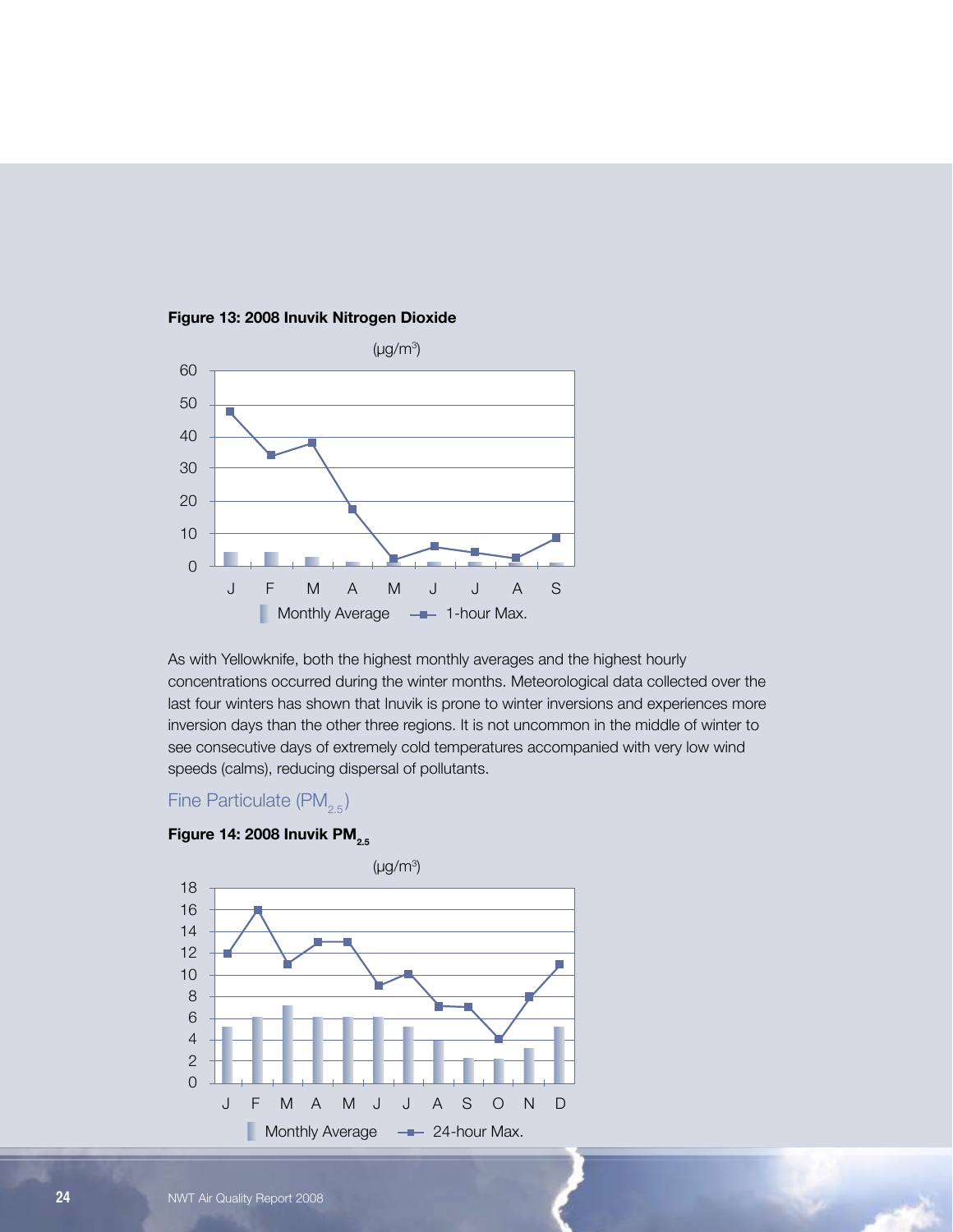**Figure 13: 2008 Inuvik Nitrogen Dioxide**

As with Yellowknife, both the highest monthly averages and the highest hourly concentrations occurred during the winter months. Meteorological data collected over the last four winters has shown that Inuvik is prone to winter inversions and experiences more inversion days than the other three regions. It is not uncommon in the middle of winter to see consecutive days of extremely cold temperatures accompanied with very low wind speeds (calms), reducing dispersal of pollutants.

## Fine Particulate ($PM_{2.5}$)

**Figure 14: 2008 Inuvik $PM_{2.5}$**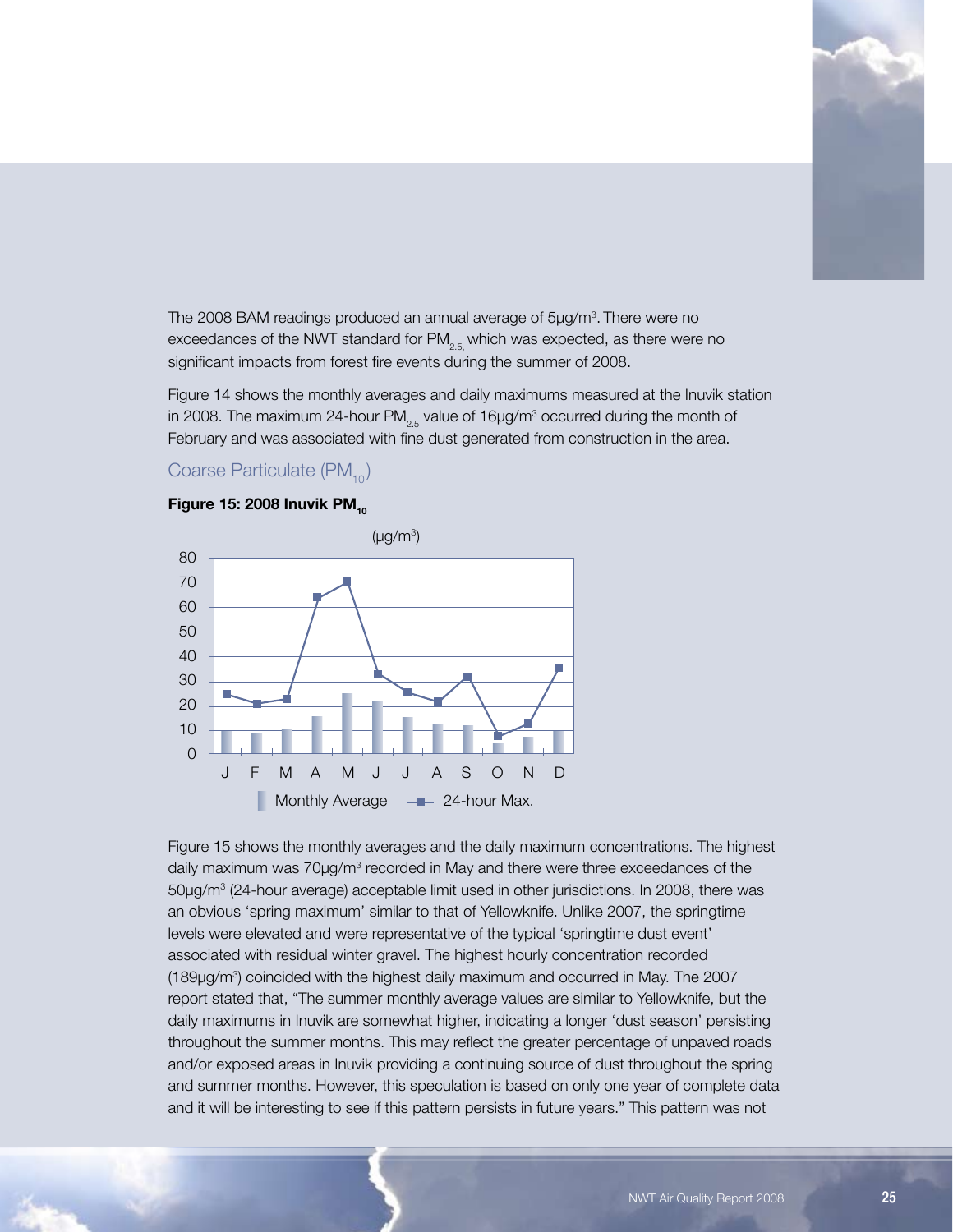The 2008 BAM readings produced an annual average of 5µg/m³. There were no exceedances of the NWT standard for $PM_{2.5,}$ which was expected, as there were no significant impacts from forest fire events during the summer of 2008.

Figure 14 shows the monthly averages and daily maximums measured at the Inuvik station in 2008. The maximum 24-hour $PM_{2.5}$ value of 16µg/m³ occurred during the month of February and was associated with fine dust generated from construction in the area.

## Coarse Particulate ($PM_{10}$)

**Figure 15: 2008 Inuvik $PM_{10}$**

Figure 15 shows the monthly averages and the daily maximum concentrations. The highest daily maximum was 70µg/m³ recorded in May and there were three exceedances of the 50µg/m³ (24-hour average) acceptable limit used in other jurisdictions. In 2008, there was an obvious 'spring maximum' similar to that of Yellowknife. Unlike 2007, the springtime levels were elevated and were representative of the typical 'springtime dust event' associated with residual winter gravel. The highest hourly concentration recorded (189µg/m³) coincided with the highest daily maximum and occurred in May. The 2007 report stated that, "The summer monthly average values are similar to Yellowknife, but the daily maximums in Inuvik are somewhat higher, indicating a longer 'dust season' persisting throughout the summer months. This may reflect the greater percentage of unpaved roads and/or exposed areas in Inuvik providing a continuing source of dust throughout the spring and summer months. However, this speculation is based on only one year of complete data and it will be interesting to see if this pattern persists in future years." This pattern was not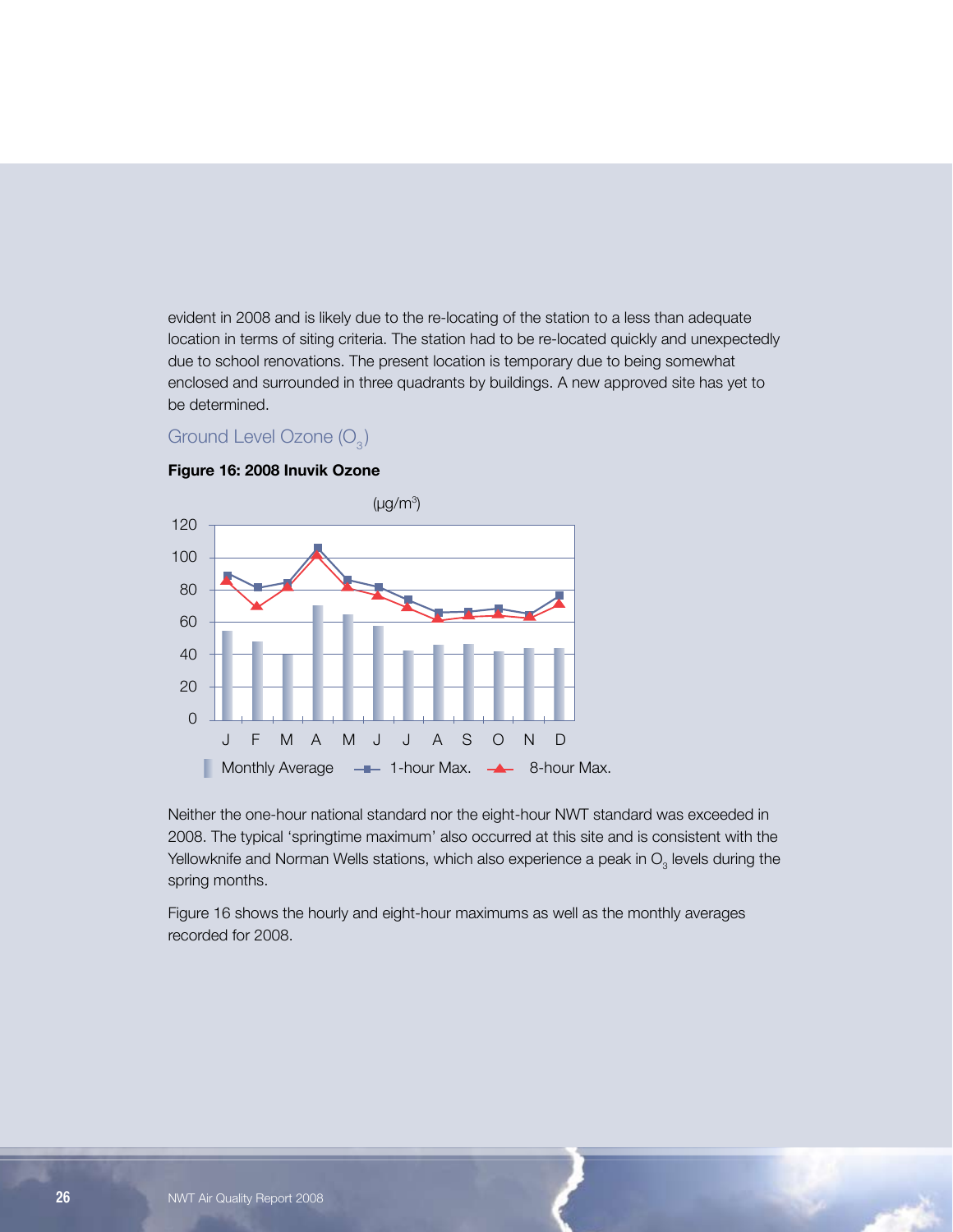evident in 2008 and is likely due to the re-locating of the station to a less than adequate location in terms of siting criteria. The station had to be re-located quickly and unexpectedly due to school renovations. The present location is temporary due to being somewhat enclosed and surrounded in three quadrants by buildings. A new approved site has yet to be determined.

## Ground Level Ozone ($O_3$)

**Figure 16: 2008 Inuvik Ozone**

Neither the one-hour national standard nor the eight-hour NWT standard was exceeded in 2008. The typical 'springtime maximum' also occurred at this site and is consistent with the Yellowknife and Norman Wells stations, which also experience a peak in $O_3$ levels during the spring months.

Figure 16 shows the hourly and eight-hour maximums as well as the monthly averages recorded for 2008.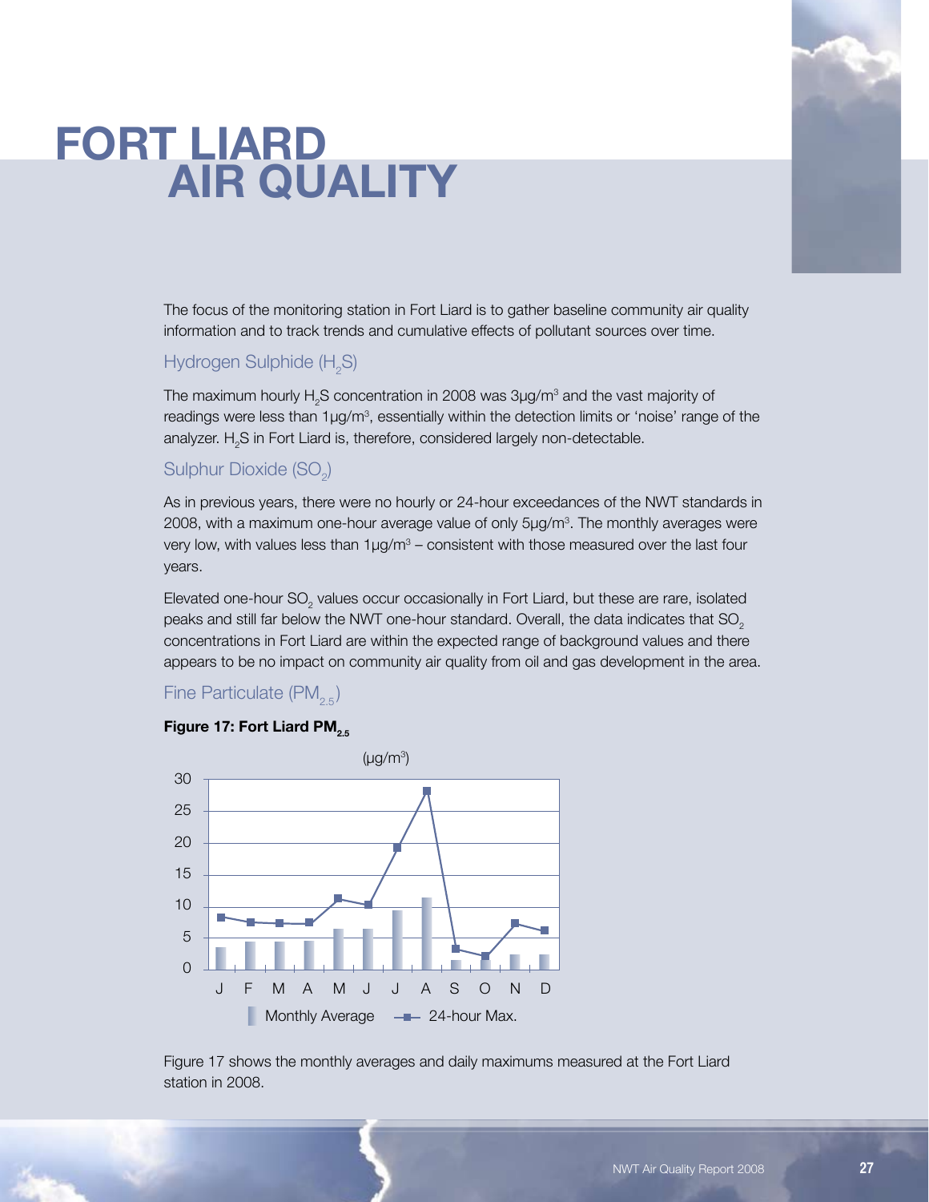# FORT LIARD AIR QUALITY

The focus of the monitoring station in Fort Liard is to gather baseline community air quality information and to track trends and cumulative effects of pollutant sources over time.

## Hydrogen Sulphide ($H_2S$)

The maximum hourly $H_2S$ concentration in 2008 was 3µg/m$^3$ and the vast majority of readings were less than 1µg/m$^3$, essentially within the detection limits or 'noise' range of the analyzer. $H_2S$ in Fort Liard is, therefore, considered largely non-detectable.

## Sulphur Dioxide ($SO_2$)

As in previous years, there were no hourly or 24-hour exceedances of the NWT standards in 2008, with a maximum one-hour average value of only 5µg/m$^3$. The monthly averages were very low, with values less than 1µg/m$^3$ – consistent with those measured over the last four years.

Elevated one-hour $SO_2$ values occur occasionally in Fort Liard, but these are rare, isolated peaks and still far below the NWT one-hour standard. Overall, the data indicates that $SO_2$ concentrations in Fort Liard are within the expected range of background values and there appears to be no impact on community air quality from oil and gas development in the area.

## Fine Particulate ($PM_{2.5}$)

**Figure 17: Fort Liard $PM_{2.5}$**

Figure 17 shows the monthly averages and daily maximums measured at the Fort Liard station in 2008.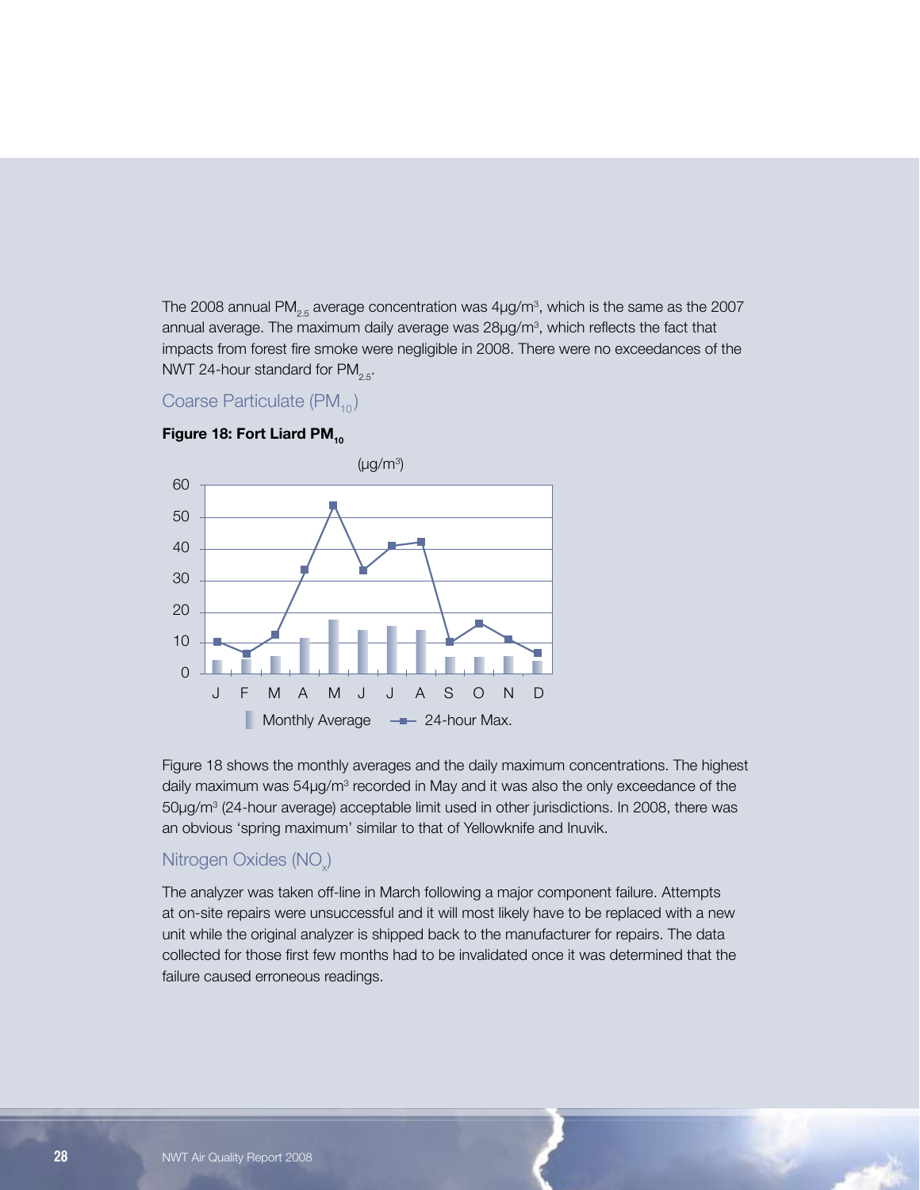The 2008 annual $PM_{2.5}$ average concentration was 4µg/m$^3$, which is the same as the 2007 annual average. The maximum daily average was 28µg/m$^3$, which reflects the fact that impacts from forest fire smoke were negligible in 2008. There were no exceedances of the NWT 24-hour standard for $PM_{2.5}$.

## Coarse Particulate ($PM_{10}$)

**Figure 18: Fort Liard $PM_{10}$**

Figure 18 shows the monthly averages and the daily maximum concentrations. The highest daily maximum was 54µg/m$^3$ recorded in May and it was also the only exceedance of the 50µg/m$^3$ (24-hour average) acceptable limit used in other jurisdictions. In 2008, there was an obvious 'spring maximum' similar to that of Yellowknife and Inuvik.

## Nitrogen Oxides ($NO_x$)

The analyzer was taken off-line in March following a major component failure. Attempts at on-site repairs were unsuccessful and it will most likely have to be replaced with a new unit while the original analyzer is shipped back to the manufacturer for repairs. The data collected for those first few months had to be invalidated once it was determined that the failure caused erroneous readings.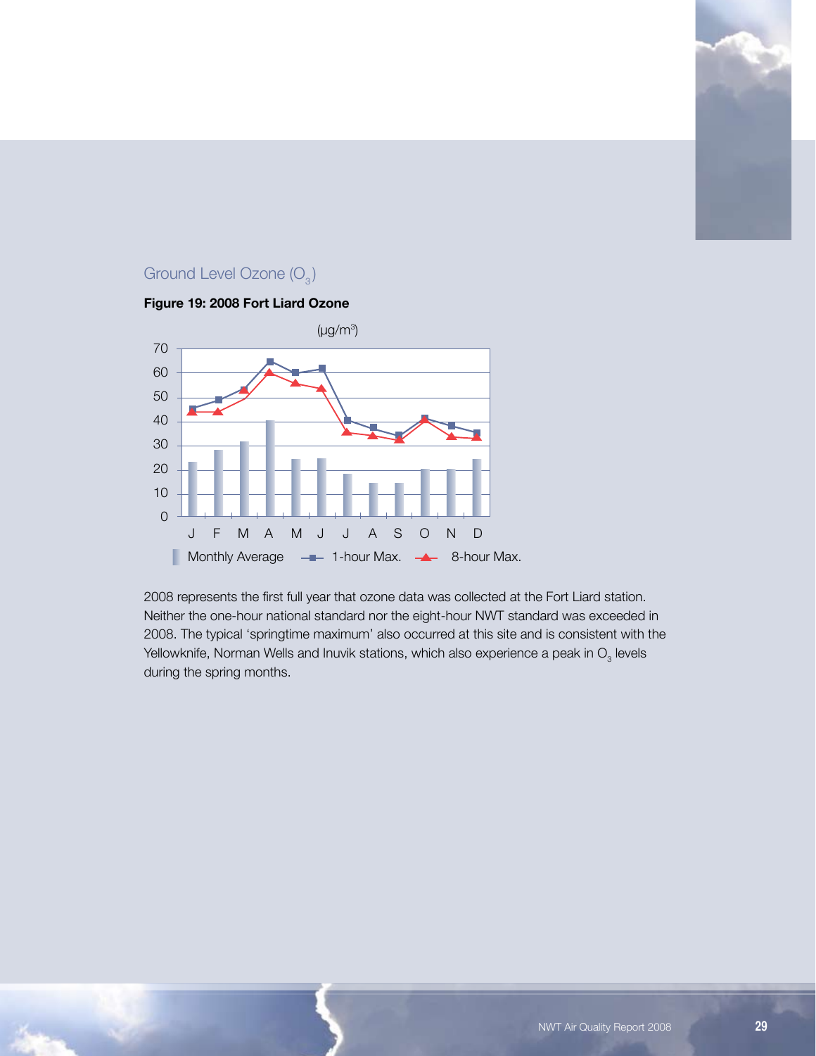## Ground Level Ozone ($O_3$)

**Figure 19: 2008 Fort Liard Ozone**

2008 represents the first full year that ozone data was collected at the Fort Liard station. Neither the one-hour national standard nor the eight-hour NWT standard was exceeded in 2008. The typical 'springtime maximum' also occurred at this site and is consistent with the Yellowknife, Norman Wells and Inuvik stations, which also experience a peak in $O_3$ levels during the spring months.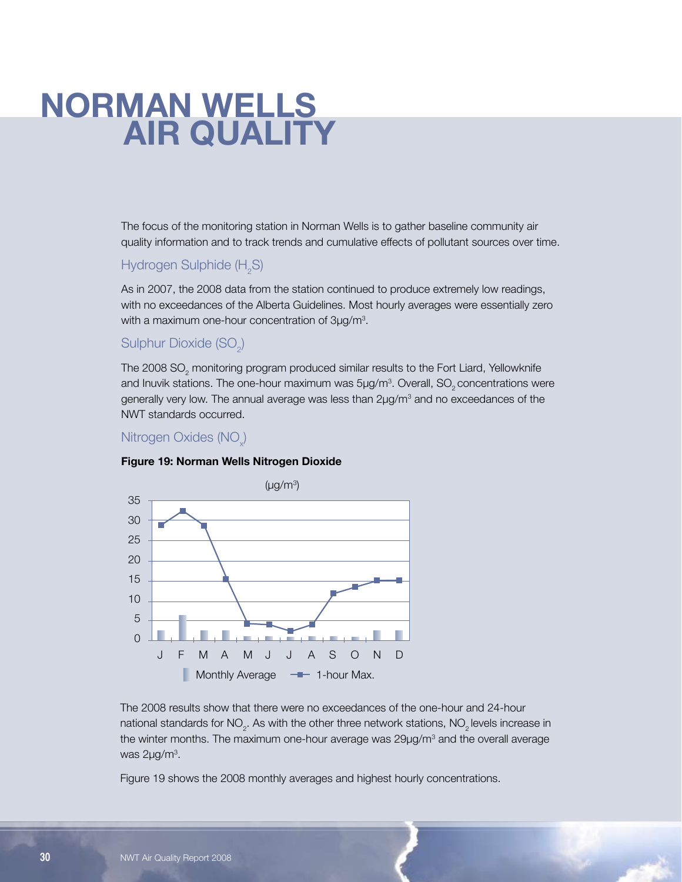# NORMAN WELLS AIR QUALITY

The focus of the monitoring station in Norman Wells is to gather baseline community air quality information and to track trends and cumulative effects of pollutant sources over time.

## Hydrogen Sulphide ($H_2S$)

As in 2007, the 2008 data from the station continued to produce extremely low readings, with no exceedances of the Alberta Guidelines. Most hourly averages were essentially zero with a maximum one-hour concentration of 3µg/m³.

## Sulphur Dioxide ($SO_2$)

The 2008 $SO_2$ monitoring program produced similar results to the Fort Liard, Yellowknife and Inuvik stations. The one-hour maximum was 5µg/m³. Overall, $SO_2$ concentrations were generally very low. The annual average was less than 2µg/m³ and no exceedances of the NWT standards occurred.

## Nitrogen Oxides ($NO_x$)

**Figure 19: Norman Wells Nitrogen Dioxide**

(µg/m³)

Monthly Average — 1-hour Max.

J F M A M J J A S O N D

The 2008 results show that there were no exceedances of the one-hour and 24-hour national standards for $NO_2$. As with the other three network stations, $NO_2$ levels increase in the winter months. The maximum one-hour average was 29µg/m³ and the overall average was 2µg/m³.

Figure 19 shows the 2008 monthly averages and highest hourly concentrations.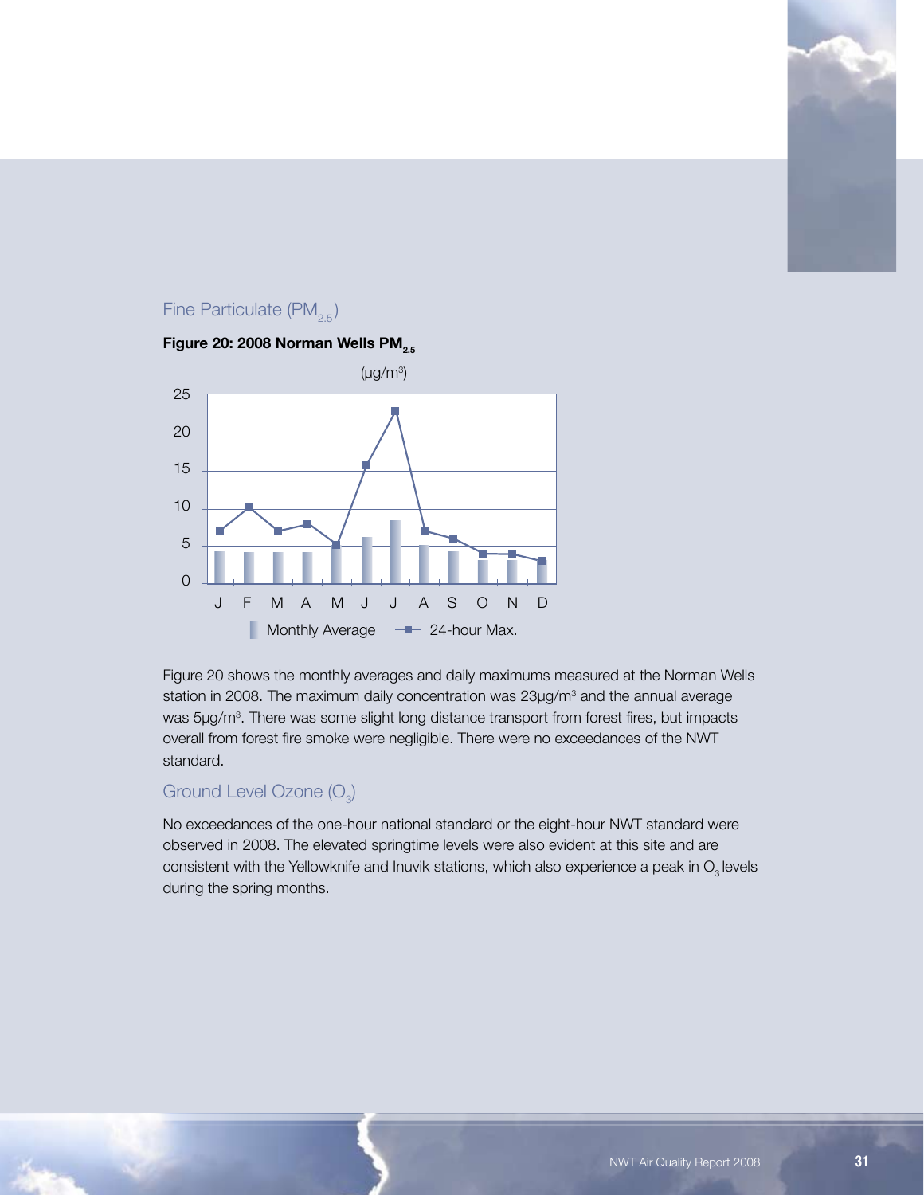## Fine Particulate ($PM_{2.5}$)

**Figure 20: 2008 Norman Wells $PM_{2.5}$**

Figure 20 shows the monthly averages and daily maximums measured at the Norman Wells station in 2008. The maximum daily concentration was 23µg/m³ and the annual average was 5µg/m³. There was some slight long distance transport from forest fires, but impacts overall from forest fire smoke were negligible. There were no exceedances of the NWT standard.

## Ground Level Ozone ($O_3$)

No exceedances of the one-hour national standard or the eight-hour NWT standard were observed in 2008. The elevated springtime levels were also evident at this site and are consistent with the Yellowknife and Inuvik stations, which also experience a peak in $O_3$ levels during the spring months.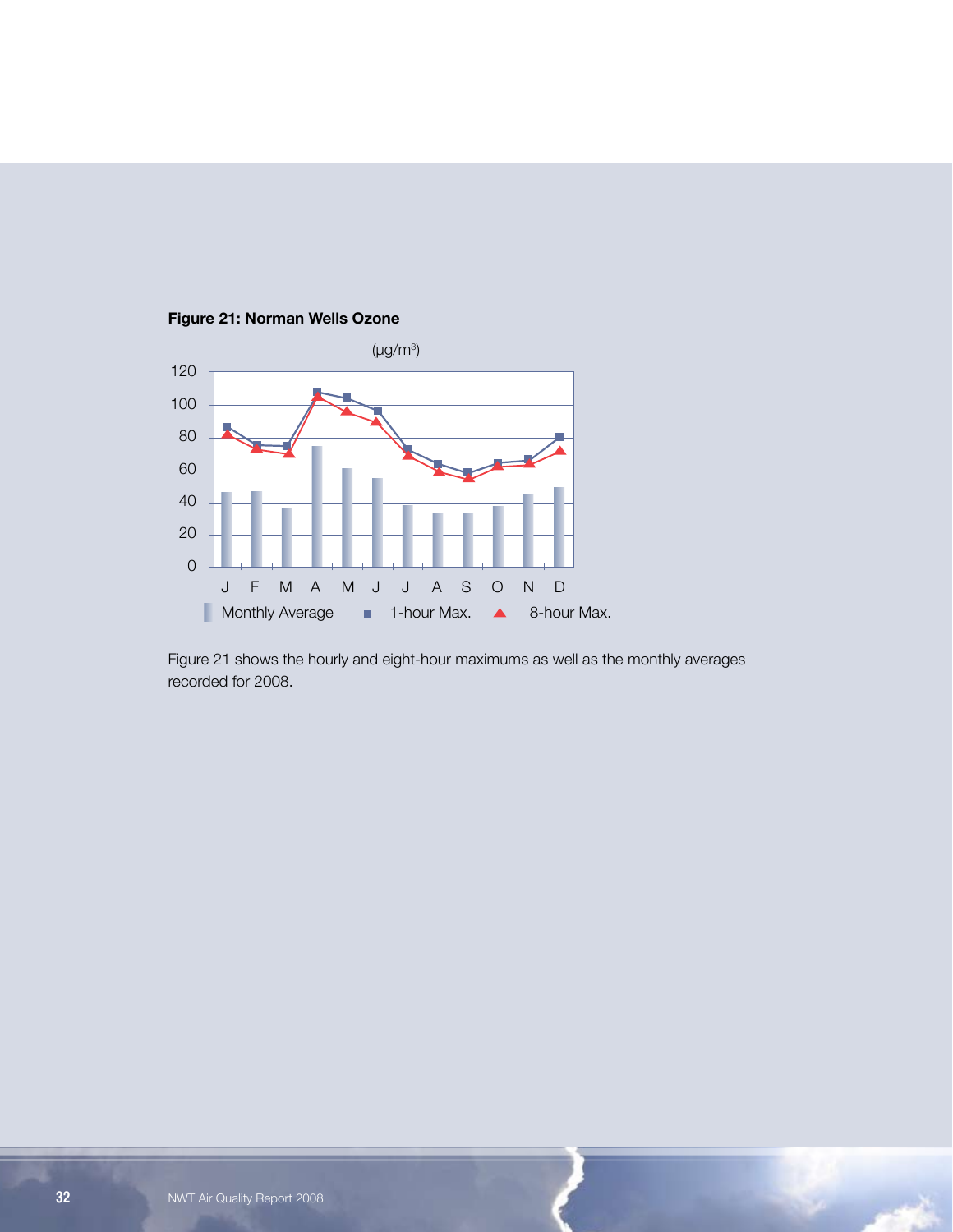**Figure 21: Norman Wells Ozone**

Figure 21 shows the hourly and eight-hour maximums as well as the monthly averages recorded for 2008.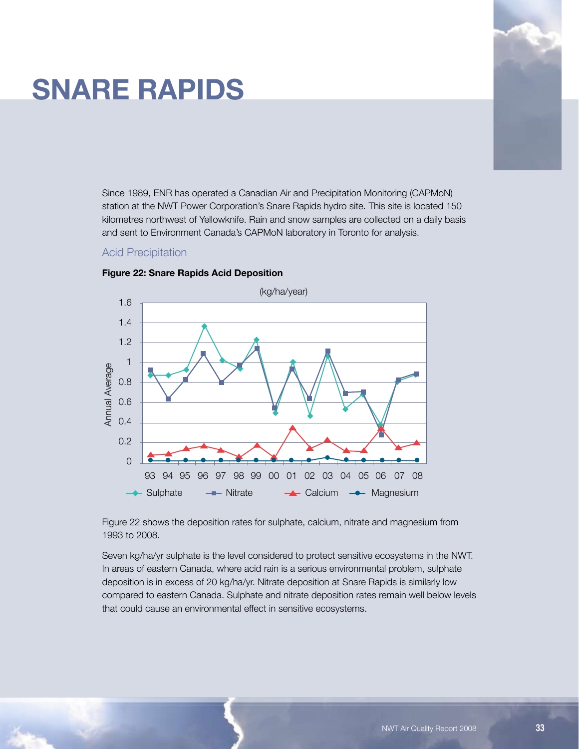# SNARE RAPIDS

Since 1989, ENR has operated a Canadian Air and Precipitation Monitoring (CAPMoN) station at the NWT Power Corporation's Snare Rapids hydro site. This site is located 150 kilometres northwest of Yellowknife. Rain and snow samples are collected on a daily basis and sent to Environment Canada's CAPMoN laboratory in Toronto for analysis.

## Acid Precipitation

**Figure 22: Snare Rapids Acid Deposition**

Figure 22 shows the deposition rates for sulphate, calcium, nitrate and magnesium from 1993 to 2008.

Seven kg/ha/yr sulphate is the level considered to protect sensitive ecosystems in the NWT. In areas of eastern Canada, where acid rain is a serious environmental problem, sulphate deposition is in excess of 20 kg/ha/yr. Nitrate deposition at Snare Rapids is similarly low compared to eastern Canada. Sulphate and nitrate deposition rates remain well below levels that could cause an environmental effect in sensitive ecosystems.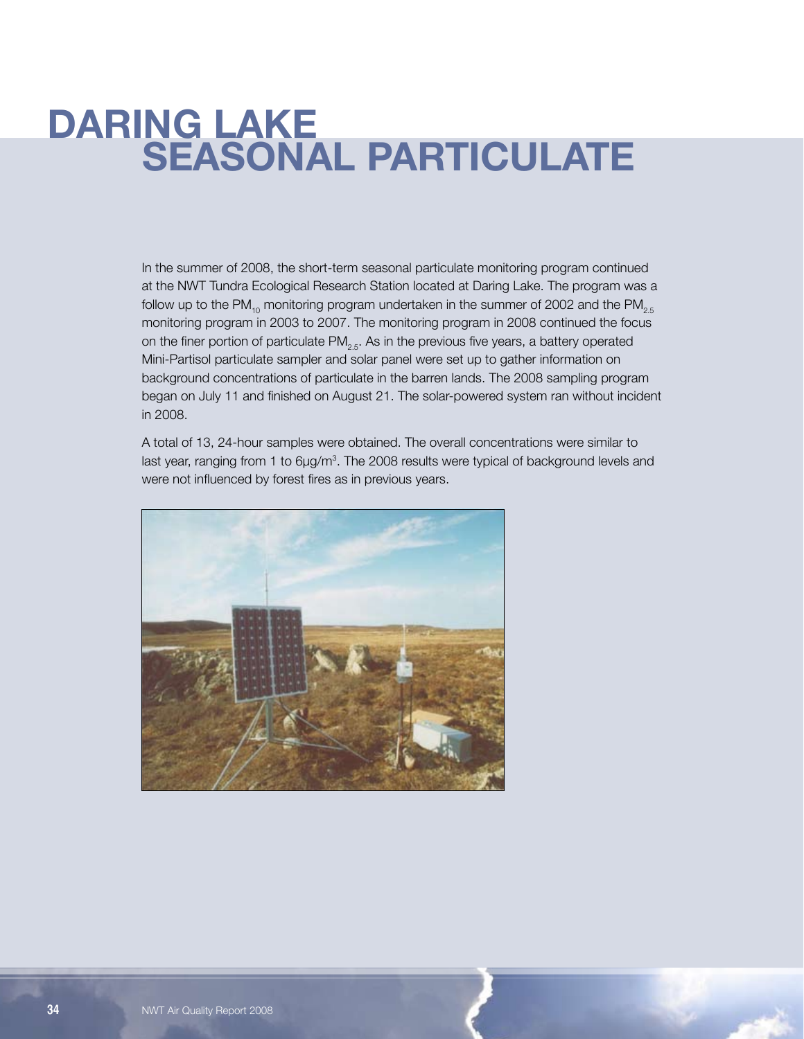# DARING LAKE SEASONAL PARTICULATE

In the summer of 2008, the short-term seasonal particulate monitoring program continued at the NWT Tundra Ecological Research Station located at Daring Lake. The program was a follow up to the $PM_{10}$ monitoring program undertaken in the summer of 2002 and the $PM_{2.5}$ monitoring program in 2003 to 2007. The monitoring program in 2008 continued the focus on the finer portion of particulate $PM_{2.5}$. As in the previous five years, a battery operated Mini-Partisol particulate sampler and solar panel were set up to gather information on background concentrations of particulate in the barren lands. The 2008 sampling program began on July 11 and finished on August 21. The solar-powered system ran without incident in 2008.

A total of 13, 24-hour samples were obtained. The overall concentrations were similar to last year, ranging from 1 to 6μg/m$^3$. The 2008 results were typical of background levels and were not influenced by forest fires as in previous years.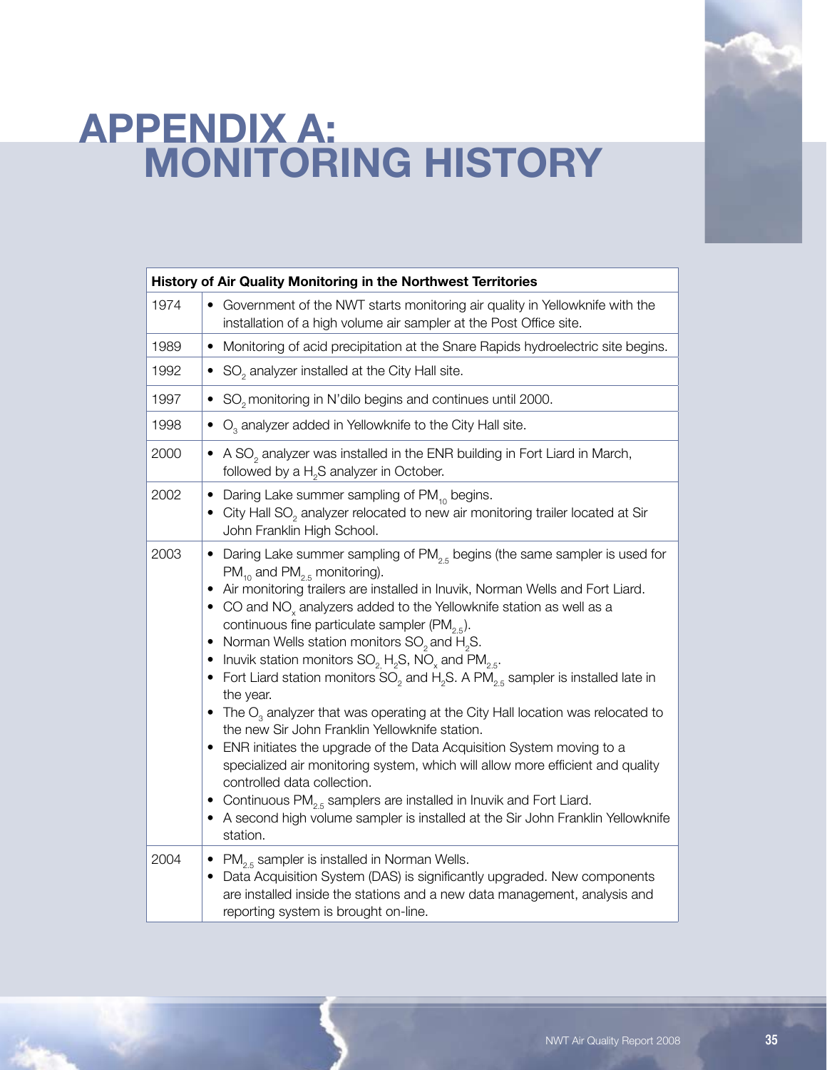# APPENDIX A: MONITORING HISTORY

| History of Air Quality Monitoring in the Northwest Territories | |
|---|---|
| 1974 | • Government of the NWT starts monitoring air quality in Yellowknife with the installation of a high volume air sampler at the Post Office site. |
| 1989 | • Monitoring of acid precipitation at the Snare Rapids hydroelectric site begins. |
| 1992 | • $SO_2$ analyzer installed at the City Hall site. |
| 1997 | • $SO_2$ monitoring in N'dilo begins and continues until 2000. |
| 1998 | • $O_3$ analyzer added in Yellowknife to the City Hall site. |
| 2000 | • A $SO_2$ analyzer was installed in the ENR building in Fort Liard in March, followed by a $H_2S$ analyzer in October. |
| 2002 | • Daring Lake summer sampling of $PM_{10}$ begins. <br> • City Hall $SO_2$ analyzer relocated to new air monitoring trailer located at Sir John Franklin High School. |
| 2003 | • Daring Lake summer sampling of $PM_{2.5}$ begins (the same sampler is used for $PM_{10}$ and $PM_{2.5}$ monitoring). <br> • Air monitoring trailers are installed in Inuvik, Norman Wells and Fort Liard. <br> • CO and $NO_x$ analyzers added to the Yellowknife station as well as a continuous fine particulate sampler ($PM_{2.5}$). <br> • Norman Wells station monitors $SO_2$ and $H_2S$. <br> • Inuvik station monitors $SO_2$, $H_2S$, $NO_x$ and $PM_{2.5}$. <br> • Fort Liard station monitors $SO_2$ and $H_2S$. A $PM_{2.5}$ sampler is installed late in the year. <br> • The $O_3$ analyzer that was operating at the City Hall location was relocated to the new Sir John Franklin Yellowknife station. <br> • ENR initiates the upgrade of the Data Acquisition System moving to a specialized air monitoring system, which will allow more efficient and quality controlled data collection. <br> • Continuous $PM_{2.5}$ samplers are installed in Inuvik and Fort Liard. <br> • A second high volume sampler is installed at the Sir John Franklin Yellowknife station. |
| 2004 | • $PM_{2.5}$ sampler is installed in Norman Wells. <br> • Data Acquisition System (DAS) is significantly upgraded. New components are installed inside the stations and a new data management, analysis and reporting system is brought on-line. |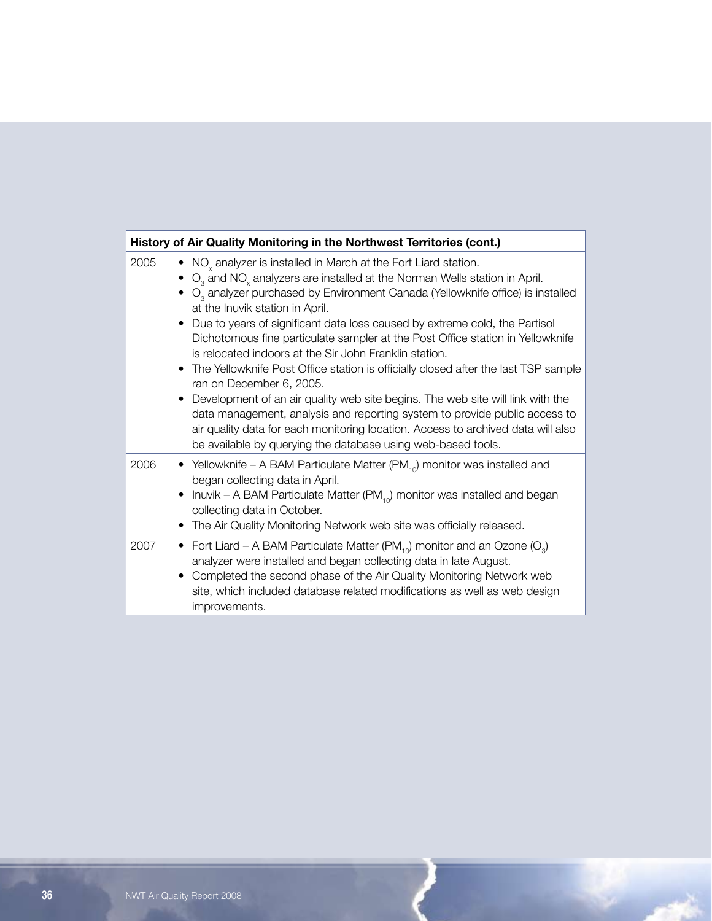| History of Air Quality Monitoring in the Northwest Territories (cont.) | |
|---|---|
| 2005 | • $NO_x$ analyzer is installed in March at the Fort Liard station.<br>• $O_3$ and $NO_x$ analyzers are installed at the Norman Wells station in April.<br>• $O_3$ analyzer purchased by Environment Canada (Yellowknife office) is installed at the Inuvik station in April.<br>• Due to years of significant data loss caused by extreme cold, the Partisol Dichotomous fine particulate sampler at the Post Office station in Yellowknife is relocated indoors at the Sir John Franklin station.<br>• The Yellowknife Post Office station is officially closed after the last TSP sample ran on December 6, 2005.<br>• Development of an air quality web site begins. The web site will link with the data management, analysis and reporting system to provide public access to air quality data for each monitoring location. Access to archived data will also be available by querying the database using web-based tools. |
| 2006 | • Yellowknife – A BAM Particulate Matter ($PM_{10}$) monitor was installed and began collecting data in April.<br>• Inuvik – A BAM Particulate Matter ($PM_{10}$) monitor was installed and began collecting data in October.<br>• The Air Quality Monitoring Network web site was officially released. |
| 2007 | • Fort Liard – A BAM Particulate Matter ($PM_{10}$) monitor and an Ozone ($O_3$) analyzer were installed and began collecting data in late August.<br>• Completed the second phase of the Air Quality Monitoring Network web site, which included database related modifications as well as web design improvements. |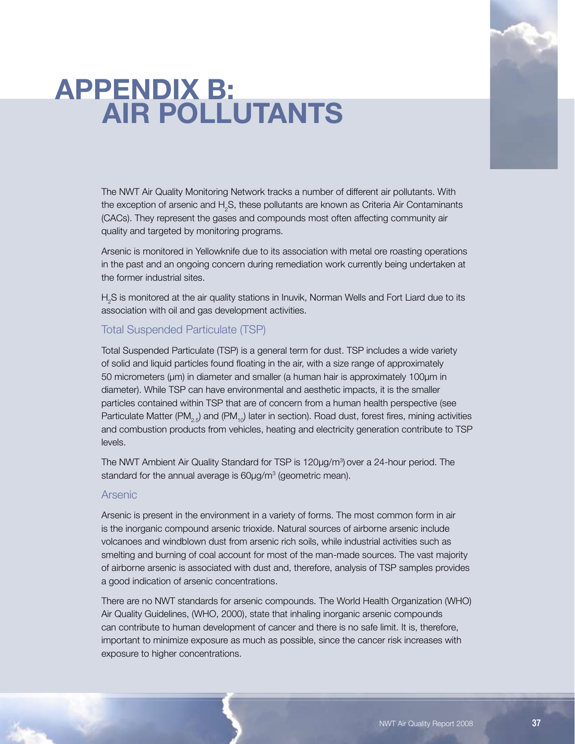# APPENDIX B: AIR POLLUTANTS

The NWT Air Quality Monitoring Network tracks a number of different air pollutants. With the exception of arsenic and $H_2S$, these pollutants are known as Criteria Air Contaminants (CACs). They represent the gases and compounds most often affecting community air quality and targeted by monitoring programs.

Arsenic is monitored in Yellowknife due to its association with metal ore roasting operations in the past and an ongoing concern during remediation work currently being undertaken at the former industrial sites.

$H_2S$ is monitored at the air quality stations in Inuvik, Norman Wells and Fort Liard due to its association with oil and gas development activities.

## Total Suspended Particulate (TSP)

Total Suspended Particulate (TSP) is a general term for dust. TSP includes a wide variety of solid and liquid particles found floating in the air, with a size range of approximately 50 micrometers (μm) in diameter and smaller (a human hair is approximately 100μm in diameter). While TSP can have environmental and aesthetic impacts, it is the smaller particles contained within TSP that are of concern from a human health perspective (see Particulate Matter ($PM_{2.5}$) and ($PM_{10}$) later in section). Road dust, forest fires, mining activities and combustion products from vehicles, heating and electricity generation contribute to TSP levels.

The NWT Ambient Air Quality Standard for TSP is 120μg/m$^3$) over a 24-hour period. The standard for the annual average is 60μg/m$^3$ (geometric mean).

## Arsenic

Arsenic is present in the environment in a variety of forms. The most common form in air is the inorganic compound arsenic trioxide. Natural sources of airborne arsenic include volcanoes and windblown dust from arsenic rich soils, while industrial activities such as smelting and burning of coal account for most of the man-made sources. The vast majority of airborne arsenic is associated with dust and, therefore, analysis of TSP samples provides a good indication of arsenic concentrations.

There are no NWT standards for arsenic compounds. The World Health Organization (WHO) Air Quality Guidelines, (WHO, 2000), state that inhaling inorganic arsenic compounds can contribute to human development of cancer and there is no safe limit. It is, therefore, important to minimize exposure as much as possible, since the cancer risk increases with exposure to higher concentrations.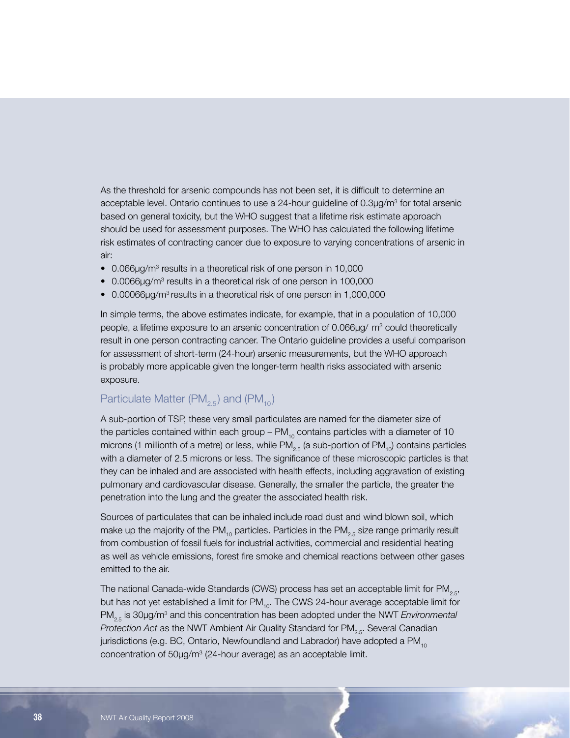As the threshold for arsenic compounds has not been set, it is difficult to determine an acceptable level. Ontario continues to use a 24-hour guideline of 0.3μg/$m^3$ for total arsenic based on general toxicity, but the WHO suggest that a lifetime risk estimate approach should be used for assessment purposes. The WHO has calculated the following lifetime risk estimates of contracting cancer due to exposure to varying concentrations of arsenic in air:

- 0.066μg/$m^3$ results in a theoretical risk of one person in 10,000
- 0.0066μg/$m^3$ results in a theoretical risk of one person in 100,000
- 0.00066μg/$m^3$ results in a theoretical risk of one person in 1,000,000

In simple terms, the above estimates indicate, for example, that in a population of 10,000 people, a lifetime exposure to an arsenic concentration of 0.066μg/ $m^3$ could theoretically result in one person contracting cancer. The Ontario guideline provides a useful comparison for assessment of short-term (24-hour) arsenic measurements, but the WHO approach is probably more applicable given the longer-term health risks associated with arsenic exposure.

## Particulate Matter ($PM_{2.5}$) and ($PM_{10}$)

A sub-portion of TSP, these very small particulates are named for the diameter size of the particles contained within each group – $PM_{10}$ contains particles with a diameter of 10 microns (1 millionth of a metre) or less, while $PM_{2.5}$ (a sub-portion of $PM_{10}$) contains particles with a diameter of 2.5 microns or less. The significance of these microscopic particles is that they can be inhaled and are associated with health effects, including aggravation of existing pulmonary and cardiovascular disease. Generally, the smaller the particle, the greater the penetration into the lung and the greater the associated health risk.

Sources of particulates that can be inhaled include road dust and wind blown soil, which make up the majority of the $PM_{10}$ particles. Particles in the $PM_{2.5}$ size range primarily result from combustion of fossil fuels for industrial activities, commercial and residential heating as well as vehicle emissions, forest fire smoke and chemical reactions between other gases emitted to the air.

The national Canada-wide Standards (CWS) process has set an acceptable limit for $PM_{2.5}$, but has not yet established a limit for $PM_{10}$. The CWS 24-hour average acceptable limit for $PM_{2.5}$ is 30μg/$m^3$ and this concentration has been adopted under the NWT *Environmental Protection Act* as the NWT Ambient Air Quality Standard for $PM_{2.5}$. Several Canadian jurisdictions (e.g. BC, Ontario, Newfoundland and Labrador) have adopted a $PM_{10}$ concentration of 50μg/$m^3$ (24-hour average) as an acceptable limit.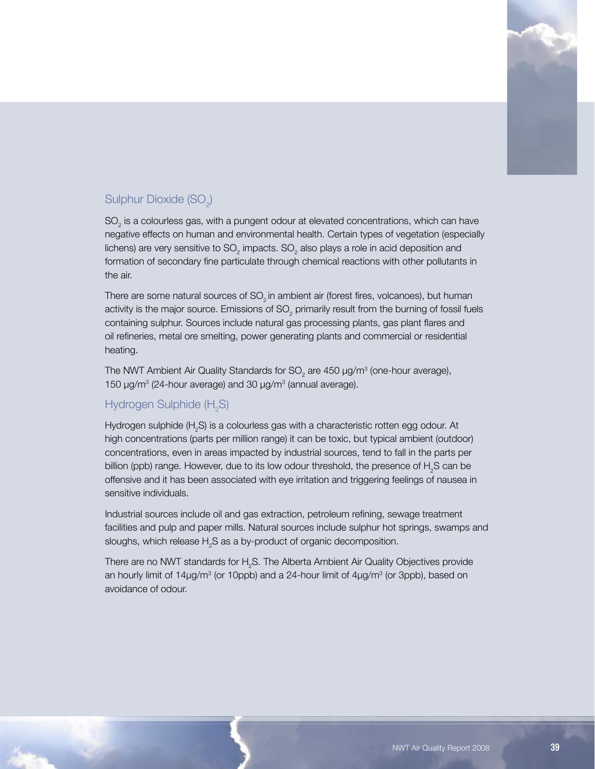## Sulphur Dioxide ($SO_2$)

$SO_2$ is a colourless gas, with a pungent odour at elevated concentrations, which can have negative effects on human and environmental health. Certain types of vegetation (especially lichens) are very sensitive to $SO_2$ impacts. $SO_2$ also plays a role in acid deposition and formation of secondary fine particulate through chemical reactions with other pollutants in the air.

There are some natural sources of $SO_2$ in ambient air (forest fires, volcanoes), but human activity is the major source. Emissions of $SO_2$ primarily result from the burning of fossil fuels containing sulphur. Sources include natural gas processing plants, gas plant flares and oil refineries, metal ore smelting, power generating plants and commercial or residential heating.

The NWT Ambient Air Quality Standards for $SO_2$ are 450 µg/m$^3$ (one-hour average), 150 µg/m$^3$ (24-hour average) and 30 µg/m$^3$ (annual average).

## Hydrogen Sulphide ($H_2S$)

Hydrogen sulphide ($H_2S$) is a colourless gas with a characteristic rotten egg odour. At high concentrations (parts per million range) it can be toxic, but typical ambient (outdoor) concentrations, even in areas impacted by industrial sources, tend to fall in the parts per billion (ppb) range. However, due to its low odour threshold, the presence of $H_2S$ can be offensive and it has been associated with eye irritation and triggering feelings of nausea in sensitive individuals.

Industrial sources include oil and gas extraction, petroleum refining, sewage treatment facilities and pulp and paper mills. Natural sources include sulphur hot springs, swamps and sloughs, which release $H_2S$ as a by-product of organic decomposition.

There are no NWT standards for $H_2S$. The Alberta Ambient Air Quality Objectives provide an hourly limit of 14µg/m$^3$ (or 10ppb) and a 24-hour limit of 4µg/m$^3$ (or 3ppb), based on avoidance of odour.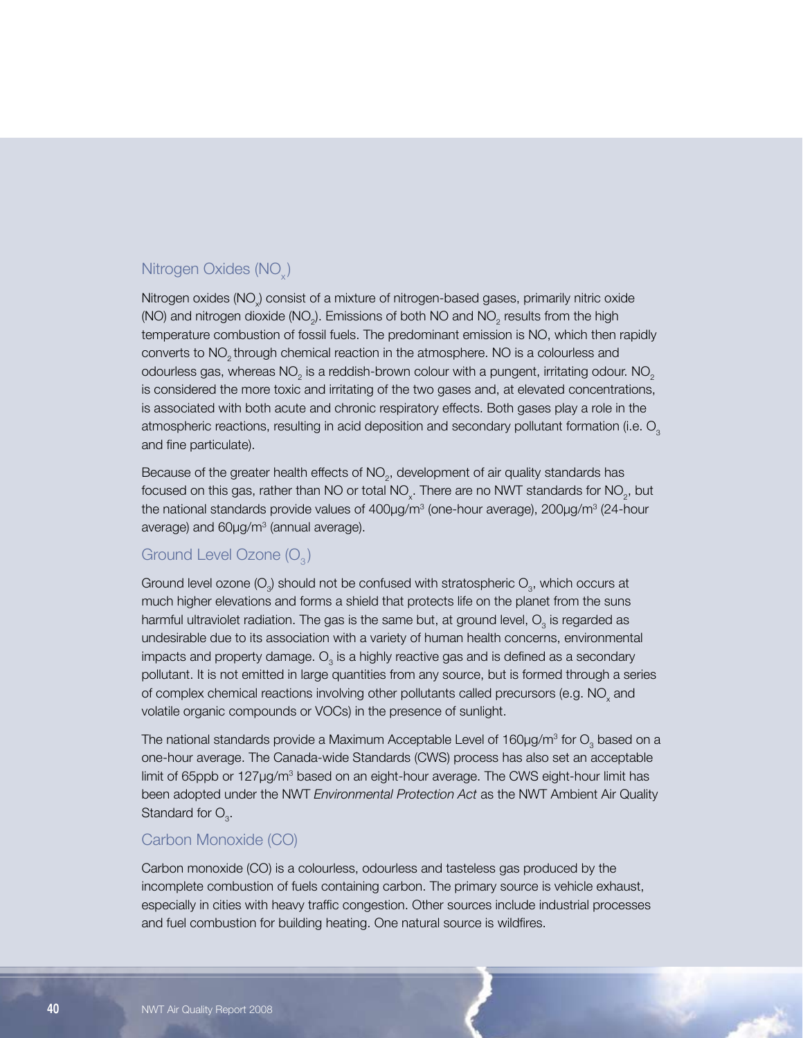## Nitrogen Oxides ($NO_x$)

Nitrogen oxides ($NO_x$) consist of a mixture of nitrogen-based gases, primarily nitric oxide (NO) and nitrogen dioxide ($NO_2$). Emissions of both NO and $NO_2$ results from the high temperature combustion of fossil fuels. The predominant emission is NO, which then rapidly converts to $NO_2$ through chemical reaction in the atmosphere. NO is a colourless and odourless gas, whereas $NO_2$ is a reddish-brown colour with a pungent, irritating odour. $NO_2$ is considered the more toxic and irritating of the two gases and, at elevated concentrations, is associated with both acute and chronic respiratory effects. Both gases play a role in the atmospheric reactions, resulting in acid deposition and secondary pollutant formation (i.e. $O_3$ and fine particulate).

Because of the greater health effects of $NO_2$, development of air quality standards has focused on this gas, rather than NO or total $NO_x$. There are no NWT standards for $NO_2$, but the national standards provide values of 400µg/m$^3$ (one-hour average), 200µg/m$^3$ (24-hour average) and 60µg/m$^3$ (annual average).

## Ground Level Ozone ($O_3$)

Ground level ozone ($O_3$) should not be confused with stratospheric $O_3$, which occurs at much higher elevations and forms a shield that protects life on the planet from the suns harmful ultraviolet radiation. The gas is the same but, at ground level, $O_3$ is regarded as undesirable due to its association with a variety of human health concerns, environmental impacts and property damage. $O_3$ is a highly reactive gas and is defined as a secondary pollutant. It is not emitted in large quantities from any source, but is formed through a series of complex chemical reactions involving other pollutants called precursors (e.g. $NO_x$ and volatile organic compounds or VOCs) in the presence of sunlight.

The national standards provide a Maximum Acceptable Level of 160µg/m$^3$ for $O_3$ based on a one-hour average. The Canada-wide Standards (CWS) process has also set an acceptable limit of 65ppb or 127µg/m$^3$ based on an eight-hour average. The CWS eight-hour limit has been adopted under the NWT *Environmental Protection Act* as the NWT Ambient Air Quality Standard for $O_3$.

## Carbon Monoxide (CO)

Carbon monoxide (CO) is a colourless, odourless and tasteless gas produced by the incomplete combustion of fuels containing carbon. The primary source is vehicle exhaust, especially in cities with heavy traffic congestion. Other sources include industrial processes and fuel combustion for building heating. One natural source is wildfires.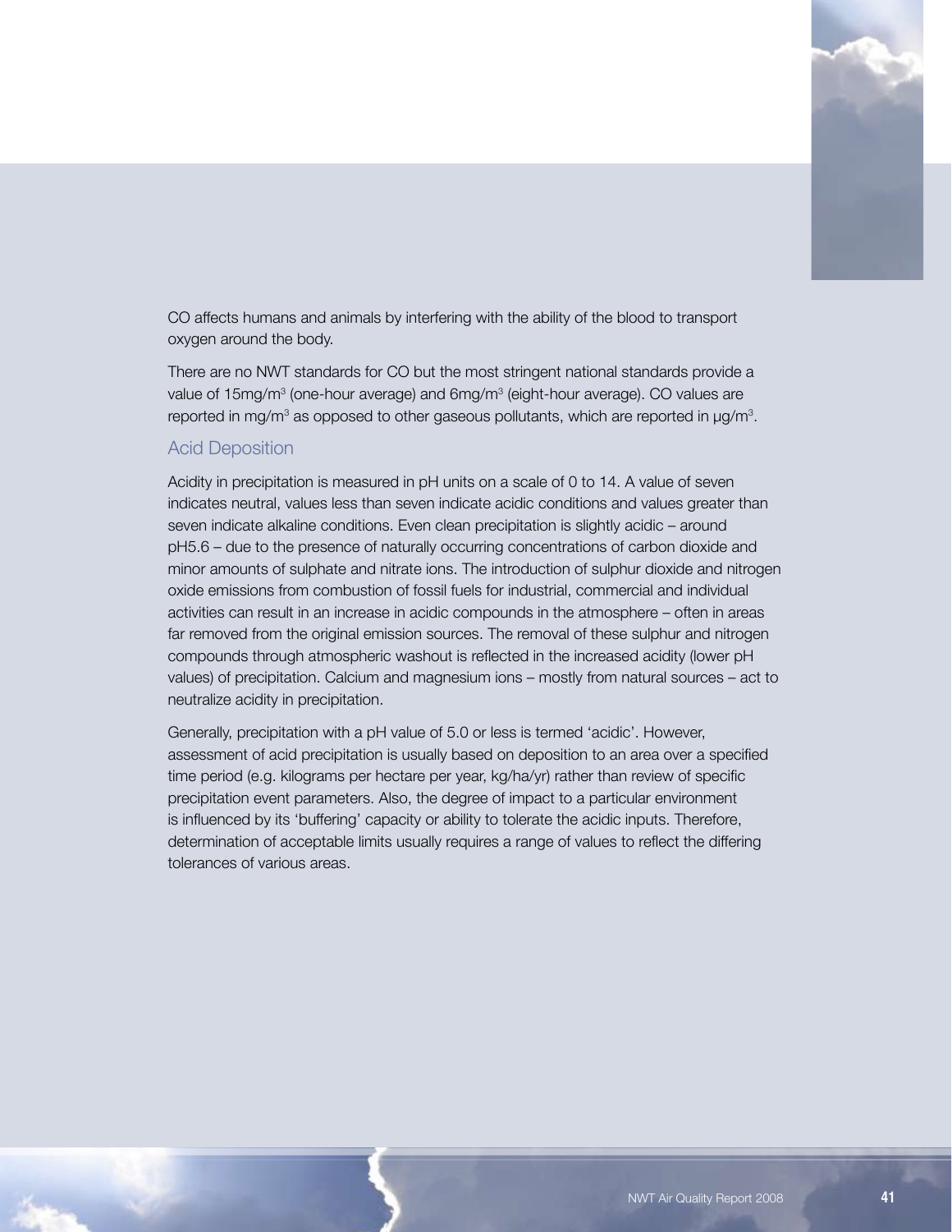CO affects humans and animals by interfering with the ability of the blood to transport oxygen around the body.

There are no NWT standards for CO but the most stringent national standards provide a value of 15mg/m$^3$ (one-hour average) and 6mg/m$^3$ (eight-hour average). CO values are reported in mg/m$^3$ as opposed to other gaseous pollutants, which are reported in µg/m$^3$.

## Acid Deposition

Acidity in precipitation is measured in pH units on a scale of 0 to 14. A value of seven indicates neutral, values less than seven indicate acidic conditions and values greater than seven indicate alkaline conditions. Even clean precipitation is slightly acidic – around pH5.6 – due to the presence of naturally occurring concentrations of carbon dioxide and minor amounts of sulphate and nitrate ions. The introduction of sulphur dioxide and nitrogen oxide emissions from combustion of fossil fuels for industrial, commercial and individual activities can result in an increase in acidic compounds in the atmosphere – often in areas far removed from the original emission sources. The removal of these sulphur and nitrogen compounds through atmospheric washout is reflected in the increased acidity (lower pH values) of precipitation. Calcium and magnesium ions – mostly from natural sources – act to neutralize acidity in precipitation.

Generally, precipitation with a pH value of 5.0 or less is termed 'acidic'. However, assessment of acid precipitation is usually based on deposition to an area over a specified time period (e.g. kilograms per hectare per year, kg/ha/yr) rather than review of specific precipitation event parameters. Also, the degree of impact to a particular environment is influenced by its 'buffering' capacity or ability to tolerate the acidic inputs. Therefore, determination of acceptable limits usually requires a range of values to reflect the differing tolerances of various areas.